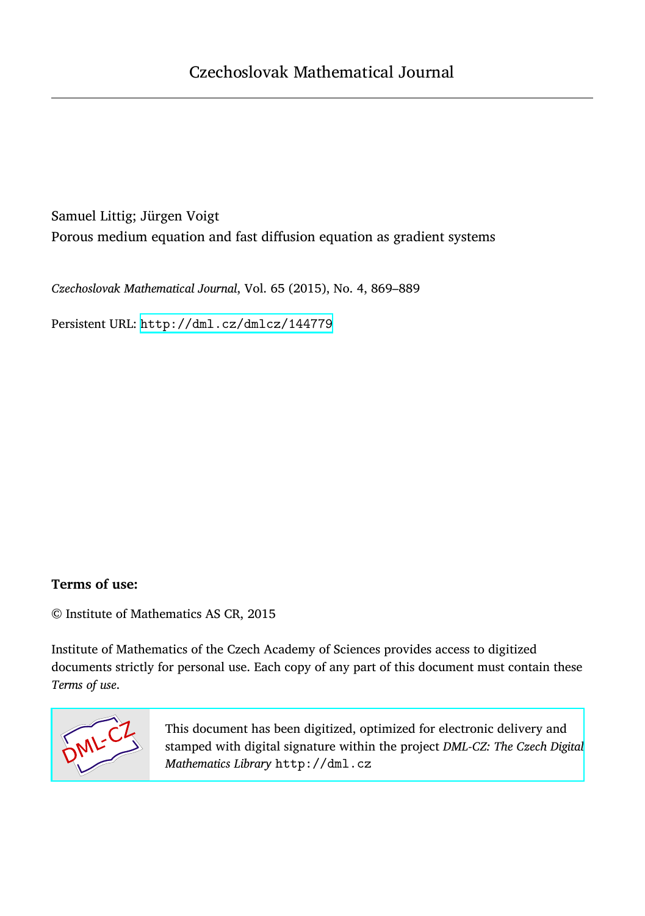# Czechoslovak Mathematical Journal

Samuel Littig; Jürgen Voigt

Porous medium equation and fast diffusion equation as gradient systems

*Czechoslovak Mathematical Journal*, Vol. 65 (2015), No. 4, 869–889

Persistent URL: http://dml.cz/dmlcz/144779

**Terms of use:**

© Institute of Mathematics AS CR, 2015

Institute of Mathematics of the Czech Academy of Sciences provides access to digitized documents strictly for personal use. Each copy of any part of this document must contain these *Terms of use*.

This document has been digitized, optimized for electronic delivery and stamped with digital signature within the project *DML-CZ: The Czech Digital Mathematics Library* http://dml.cz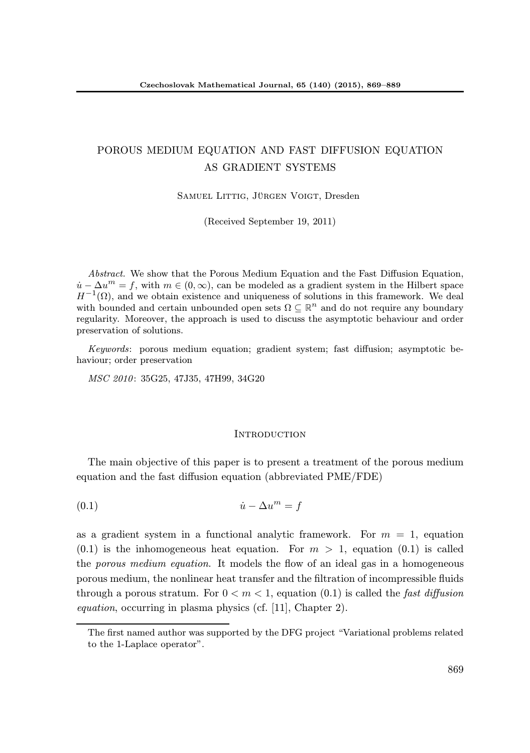# POROUS MEDIUM EQUATION AND FAST DIFFUSION EQUATION AS GRADIENT SYSTEMS

Samuel Littig, Jürgen Voigt, Dresden

(Received September 19, 2011)

*Abstract.* We show that the Porous Medium Equation and the Fast Diffusion Equation, $\dot{u} - \Delta u^m = f$, with $m \in (0, \infty)$, can be modeled as a gradient system in the Hilbert space $H^{-1}(\Omega)$, and we obtain existence and uniqueness of solutions in this framework. We deal with bounded and certain unbounded open sets $\Omega \subseteq \mathbb{R}^n$ and do not require any boundary regularity. Moreover, the approach is used to discuss the asymptotic behaviour and order preservation of solutions.

*Keywords*: porous medium equation; gradient system; fast diffusion; asymptotic behaviour; order preservation

*MSC 2010*: 35G25, 47J35, 47H99, 34G20

## Introduction

The main objective of this paper is to present a treatment of the porous medium equation and the fast diffusion equation (abbreviated PME/FDE)

$$\dot{u} - \Delta u^m = f \tag{0.1}$$

as a gradient system in a functional analytic framework. For $m = 1$, equation (0.1) is the inhomogeneous heat equation. For $m > 1$, equation (0.1) is called the *porous medium equation*. It models the flow of an ideal gas in a homogeneous porous medium, the nonlinear heat transfer and the filtration of incompressible fluids through a porous stratum. For $0 < m < 1$, equation (0.1) is called the *fast diffusion equation*, occurring in plasma physics (cf. [11], Chapter 2).

The first named author was supported by the DFG project "Variational problems related to the 1-Laplace operator".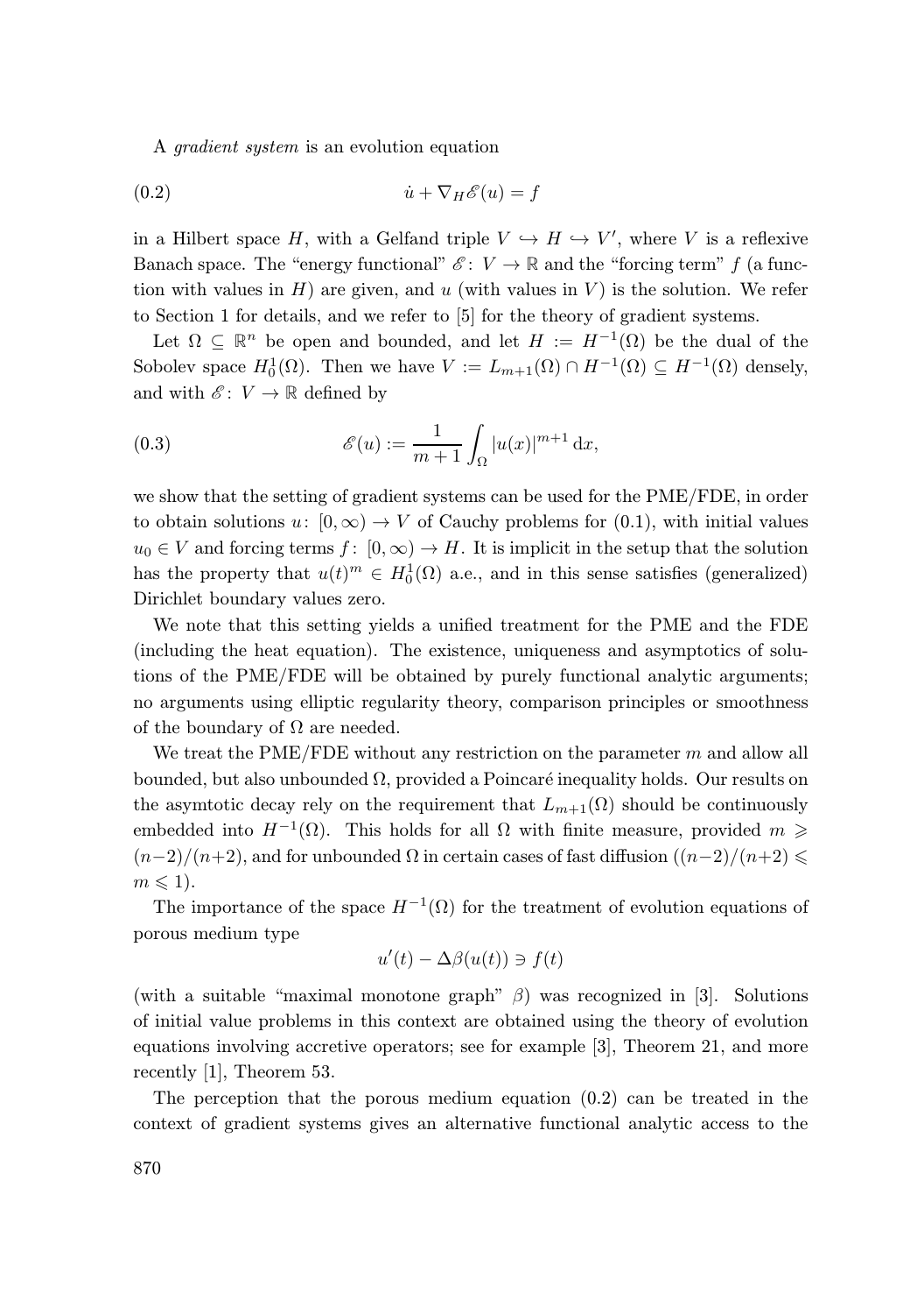A *gradient system* is an evolution equation

$$\dot{u} + \nabla_H \mathscr{E}(u) = f \tag{0.2}$$

in a Hilbert space $H$, with a Gelfand triple $V \hookrightarrow H \hookrightarrow V'$, where $V$ is a reflexive Banach space. The "energy functional" $\mathscr{E}\colon V \to \mathbb{R}$ and the "forcing term" $f$ (a function with values in $H$) are given, and $u$ (with values in $V$) is the solution. We refer to Section 1 for details, and we refer to [5] for the theory of gradient systems.

Let $\Omega \subseteq \mathbb{R}^n$ be open and bounded, and let $H := H^{-1}(\Omega)$ be the dual of the Sobolev space $H_0^1(\Omega)$. Then we have $V := L_{m+1}(\Omega) \cap H^{-1}(\Omega) \subseteq H^{-1}(\Omega)$ densely, and with $\mathscr{E}\colon V \to \mathbb{R}$ defined by

$$\mathscr{E}(u) := \frac{1}{m+1} \int_\Omega |u(x)|^{m+1} \, \mathrm{d}x, \tag{0.3}$$

we show that the setting of gradient systems can be used for the PME/FDE, in order to obtain solutions $u\colon [0,\infty) \to V$ of Cauchy problems for (0.1), with initial values $u_0 \in V$ and forcing terms $f\colon [0,\infty) \to H$. It is implicit in the setup that the solution has the property that $u(t)^m \in H_0^1(\Omega)$ a.e., and in this sense satisfies (generalized) Dirichlet boundary values zero.

We note that this setting yields a unified treatment for the PME and the FDE (including the heat equation). The existence, uniqueness and asymptotics of solutions of the PME/FDE will be obtained by purely functional analytic arguments; no arguments using elliptic regularity theory, comparison principles or smoothness of the boundary of $\Omega$ are needed.

We treat the PME/FDE without any restriction on the parameter $m$ and allow all bounded, but also unbounded $\Omega$, provided a Poincaré inequality holds. Our results on the asymtotic decay rely on the requirement that $L_{m+1}(\Omega)$ should be continuously embedded into $H^{-1}(\Omega)$. This holds for all $\Omega$ with finite measure, provided $m \geqslant (n-2)/(n+2)$, and for unbounded $\Omega$ in certain cases of fast diffusion ($(n-2)/(n+2) \leqslant m \leqslant 1$).

The importance of the space $H^{-1}(\Omega)$ for the treatment of evolution equations of porous medium type

$$u'(t) - \Delta\beta(u(t)) \ni f(t)$$

(with a suitable "maximal monotone graph" $\beta$) was recognized in [3]. Solutions of initial value problems in this context are obtained using the theory of evolution equations involving accretive operators; see for example [3], Theorem 21, and more recently [1], Theorem 53.

The perception that the porous medium equation (0.2) can be treated in the context of gradient systems gives an alternative functional analytic access to the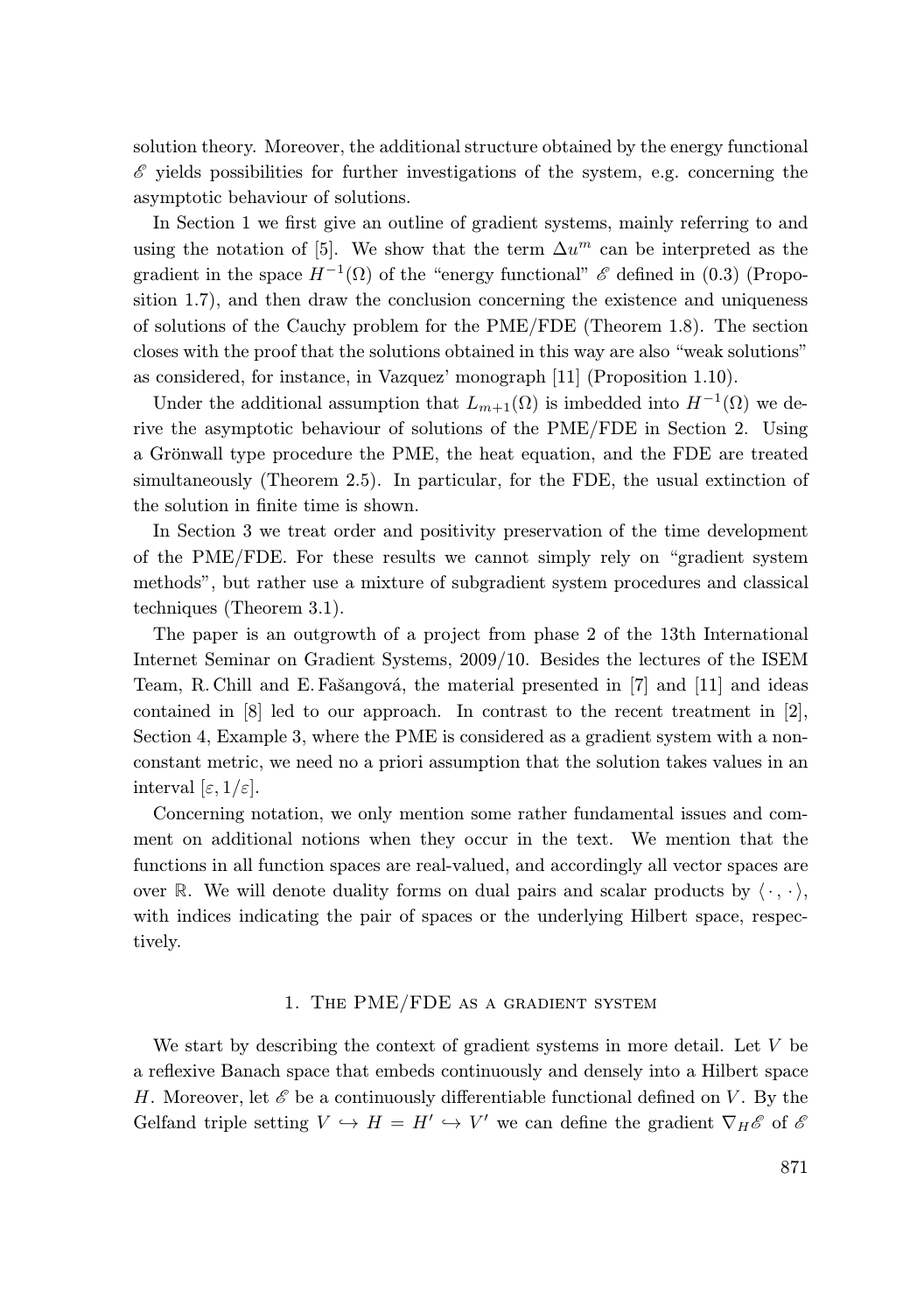solution theory. Moreover, the additional structure obtained by the energy functional $\mathscr{E}$ yields possibilities for further investigations of the system, e.g. concerning the asymptotic behaviour of solutions.

In Section 1 we first give an outline of gradient systems, mainly referring to and using the notation of [5]. We show that the term $\Delta u^m$ can be interpreted as the gradient in the space $H^{-1}(\Omega)$ of the "energy functional" $\mathscr{E}$ defined in (0.3) (Proposition 1.7), and then draw the conclusion concerning the existence and uniqueness of solutions of the Cauchy problem for the PME/FDE (Theorem 1.8). The section closes with the proof that the solutions obtained in this way are also "weak solutions" as considered, for instance, in Vazquez' monograph [11] (Proposition 1.10).

Under the additional assumption that $L_{m+1}(\Omega)$ is imbedded into $H^{-1}(\Omega)$ we derive the asymptotic behaviour of solutions of the PME/FDE in Section 2. Using a Grönwall type procedure the PME, the heat equation, and the FDE are treated simultaneously (Theorem 2.5). In particular, for the FDE, the usual extinction of the solution in finite time is shown.

In Section 3 we treat order and positivity preservation of the time development of the PME/FDE. For these results we cannot simply rely on "gradient system methods", but rather use a mixture of subgradient system procedures and classical techniques (Theorem 3.1).

The paper is an outgrowth of a project from phase 2 of the 13th International Internet Seminar on Gradient Systems, 2009/10. Besides the lectures of the ISEM Team, R. Chill and E. Fašangová, the material presented in [7] and [11] and ideas contained in [8] led to our approach. In contrast to the recent treatment in [2], Section 4, Example 3, where the PME is considered as a gradient system with a non-constant metric, we need no a priori assumption that the solution takes values in an interval $[\varepsilon, 1/\varepsilon]$.

Concerning notation, we only mention some rather fundamental issues and comment on additional notions when they occur in the text. We mention that the functions in all function spaces are real-valued, and accordingly all vector spaces are over $\mathbb{R}$. We will denote duality forms on dual pairs and scalar products by $\langle \cdot\,, \cdot \rangle$, with indices indicating the pair of spaces or the underlying Hilbert space, respectively.

## 1. The PME/FDE as a gradient system

We start by describing the context of gradient systems in more detail. Let $V$ be a reflexive Banach space that embeds continuously and densely into a Hilbert space $H$. Moreover, let $\mathscr{E}$ be a continuously differentiable functional defined on $V$. By the Gelfand triple setting $V \hookrightarrow H = H' \hookrightarrow V'$ we can define the gradient $\nabla_H \mathscr{E}$ of $\mathscr{E}$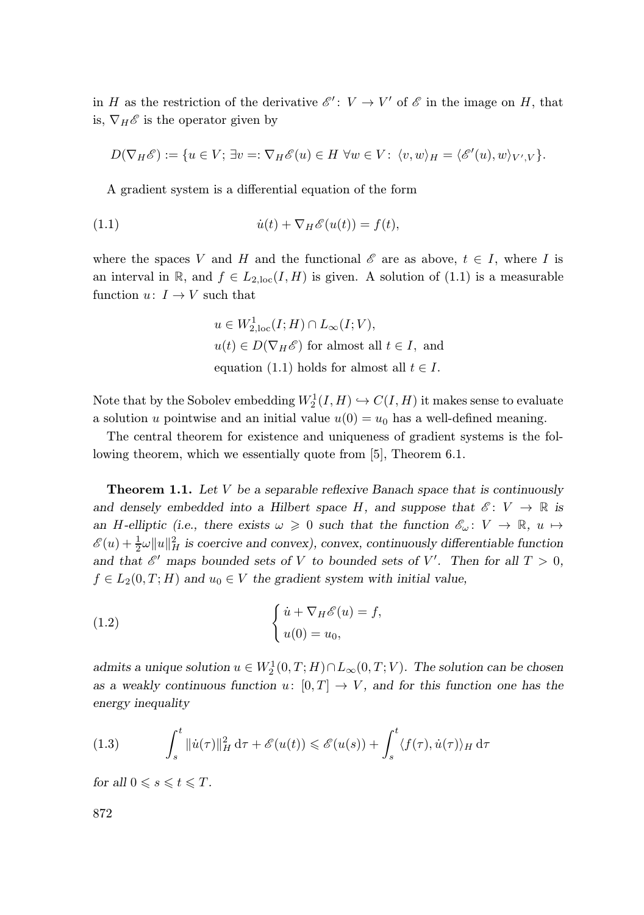in $H$ as the restriction of the derivative $\mathscr{E}'\colon V \to V'$ of $\mathscr{E}$ in the image on $H$, that is, $\nabla_H \mathscr{E}$ is the operator given by

$$D(\nabla_H \mathscr{E}) := \{u \in V;\ \exists v =: \nabla_H \mathscr{E}(u) \in H\ \forall w \in V\colon\ \langle v, w\rangle_H = \langle \mathscr{E}'(u), w\rangle_{V',V}\}.$$

A gradient system is a differential equation of the form

$$\dot{u}(t) + \nabla_H \mathscr{E}(u(t)) = f(t), \tag{1.1}$$

where the spaces $V$ and $H$ and the functional $\mathscr{E}$ are as above, $t \in I$, where $I$ is an interval in $\mathbb{R}$, and $f \in L_{2,\mathrm{loc}}(I, H)$ is given. A solution of (1.1) is a measurable function $u\colon I \to V$ such that

$$\begin{aligned}
&u \in W^1_{2,\mathrm{loc}}(I; H) \cap L_\infty(I; V),\\
&u(t) \in D(\nabla_H \mathscr{E}) \text{ for almost all } t \in I, \text{ and}\\
&\text{equation (1.1) holds for almost all } t \in I.
\end{aligned}$$

Note that by the Sobolev embedding $W^1_2(I, H) \hookrightarrow C(I, H)$ it makes sense to evaluate a solution $u$ pointwise and an initial value $u(0) = u_0$ has a well-defined meaning.

The central theorem for existence and uniqueness of gradient systems is the following theorem, which we essentially quote from [5], Theorem 6.1.

**Theorem 1.1.** *Let $V$ be a separable reflexive Banach space that is continuously and densely embedded into a Hilbert space $H$, and suppose that $\mathscr{E}\colon V \to \mathbb{R}$ is an $H$-elliptic (i.e., there exists $\omega \geqslant 0$ such that the function $\mathscr{E}_\omega\colon V \to \mathbb{R}$, $u \mapsto \mathscr{E}(u) + \frac{1}{2}\omega\|u\|_H^2$ is coercive and convex), convex, continuously differentiable function and that $\mathscr{E}'$ maps bounded sets of $V$ to bounded sets of $V'$. Then for all $T > 0$, $f \in L_2(0, T; H)$ and $u_0 \in V$ the gradient system with initial value,*

$$\begin{cases} \dot{u} + \nabla_H \mathscr{E}(u) = f,\\ u(0) = u_0, \end{cases} \tag{1.2}$$

*admits a unique solution $u \in W^1_2(0, T; H) \cap L_\infty(0, T; V)$. The solution can be chosen as a weakly continuous function $u\colon [0, T] \to V$, and for this function one has the energy inequality*

$$\int_s^t \|\dot{u}(\tau)\|_H^2 \,\mathrm{d}\tau + \mathscr{E}(u(t)) \leqslant \mathscr{E}(u(s)) + \int_s^t \langle f(\tau), \dot{u}(\tau)\rangle_H \,\mathrm{d}\tau \tag{1.3}$$

*for all $0 \leqslant s \leqslant t \leqslant T$.*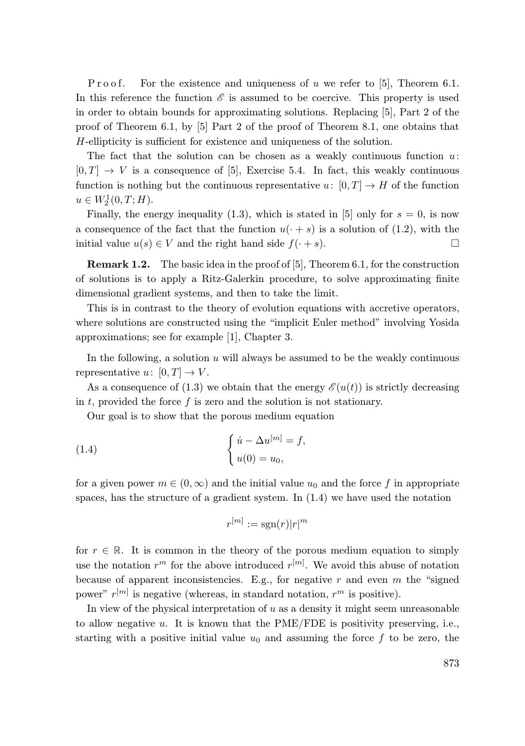P r o o f. For the existence and uniqueness of $u$ we refer to [5], Theorem 6.1. In this reference the function $\mathscr{E}$ is assumed to be coercive. This property is used in order to obtain bounds for approximating solutions. Replacing [5], Part 2 of the proof of Theorem 6.1, by [5] Part 2 of the proof of Theorem 8.1, one obtains that $H$-ellipticity is sufficient for existence and uniqueness of the solution.

The fact that the solution can be chosen as a weakly continuous function $u\colon [0,T] \to V$ is a consequence of [5], Exercise 5.4. In fact, this weakly continuous function is nothing but the continuous representative $u\colon [0,T] \to H$ of the function $u \in W_2^1(0,T;H)$.

Finally, the energy inequality (1.3), which is stated in [5] only for $s = 0$, is now a consequence of the fact that the function $u(\cdot + s)$ is a solution of (1.2), with the initial value $u(s) \in V$ and the right hand side $f(\cdot + s)$. $\square$

**Remark 1.2.** The basic idea in the proof of [5], Theorem 6.1, for the construction of solutions is to apply a Ritz-Galerkin procedure, to solve approximating finite dimensional gradient systems, and then to take the limit.

This is in contrast to the theory of evolution equations with accretive operators, where solutions are constructed using the "implicit Euler method" involving Yosida approximations; see for example [1], Chapter 3.

In the following, a solution $u$ will always be assumed to be the weakly continuous representative $u\colon [0,T] \to V$.

As a consequence of (1.3) we obtain that the energy $\mathscr{E}(u(t))$ is strictly decreasing in $t$, provided the force $f$ is zero and the solution is not stationary.

Our goal is to show that the porous medium equation

$$
(1.4) \qquad \begin{cases} \dot{u} - \Delta u^{[m]} = f, \\ u(0) = u_0, \end{cases}
$$

for a given power $m \in (0,\infty)$ and the initial value $u_0$ and the force $f$ in appropriate spaces, has the structure of a gradient system. In (1.4) we have used the notation

$$
r^{[m]} := \operatorname{sgn}(r)|r|^m
$$

for $r \in \mathbb{R}$. It is common in the theory of the porous medium equation to simply use the notation $r^m$ for the above introduced $r^{[m]}$. We avoid this abuse of notation because of apparent inconsistencies. E.g., for negative $r$ and even $m$ the "signed power" $r^{[m]}$ is negative (whereas, in standard notation, $r^m$ is positive).

In view of the physical interpretation of $u$ as a density it might seem unreasonable to allow negative $u$. It is known that the PME/FDE is positivity preserving, i.e., starting with a positive initial value $u_0$ and assuming the force $f$ to be zero, the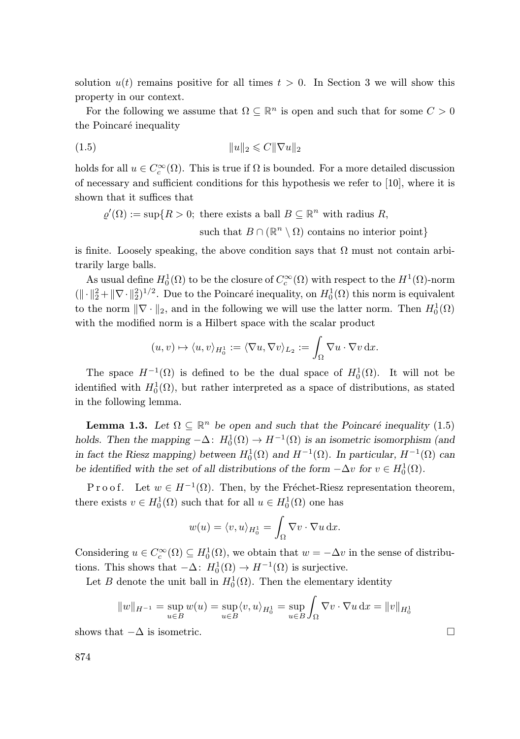solution $u(t)$ remains positive for all times $t > 0$. In Section 3 we will show this property in our context.

For the following we assume that $\Omega \subseteq \mathbb{R}^n$ is open and such that for some $C > 0$ the Poincaré inequality

$$\|u\|_2 \leqslant C\|\nabla u\|_2 \tag{1.5}$$

holds for all $u \in C_c^\infty(\Omega)$. This is true if $\Omega$ is bounded. For a more detailed discussion of necessary and sufficient conditions for this hypothesis we refer to [10], where it is shown that it suffices that

$$\varrho'(\Omega) := \sup\{R > 0;\ \text{there exists a ball } B \subseteq \mathbb{R}^n \text{ with radius } R, \text{ such that } B \cap (\mathbb{R}^n \setminus \Omega) \text{ contains no interior point}\}$$

is finite. Loosely speaking, the above condition says that $\Omega$ must not contain arbitrarily large balls.

As usual define $H_0^1(\Omega)$ to be the closure of $C_c^\infty(\Omega)$ with respect to the $H^1(\Omega)$-norm $(\|\cdot\|_2^2 + \|\nabla \cdot\|_2^2)^{1/2}$. Due to the Poincaré inequality, on $H_0^1(\Omega)$ this norm is equivalent to the norm $\|\nabla \cdot\|_2$, and in the following we will use the latter norm. Then $H_0^1(\Omega)$ with the modified norm is a Hilbert space with the scalar product

$$(u, v) \mapsto \langle u, v\rangle_{H_0^1} := \langle \nabla u, \nabla v\rangle_{L_2} := \int_\Omega \nabla u \cdot \nabla v \,\mathrm{d}x.$$

The space $H^{-1}(\Omega)$ is defined to be the dual space of $H_0^1(\Omega)$. It will not be identified with $H_0^1(\Omega)$, but rather interpreted as a space of distributions, as stated in the following lemma.

**Lemma 1.3.** *Let $\Omega \subseteq \mathbb{R}^n$ be open and such that the Poincaré inequality (1.5) holds. Then the mapping $-\Delta\colon H_0^1(\Omega) \to H^{-1}(\Omega)$ is an isometric isomorphism (and in fact the Riesz mapping) between $H_0^1(\Omega)$ and $H^{-1}(\Omega)$. In particular, $H^{-1}(\Omega)$ can be identified with the set of all distributions of the form $-\Delta v$ for $v \in H_0^1(\Omega)$.*

Proof. Let $w \in H^{-1}(\Omega)$. Then, by the Fréchet-Riesz representation theorem, there exists $v \in H_0^1(\Omega)$ such that for all $u \in H_0^1(\Omega)$ one has

$$w(u) = \langle v, u\rangle_{H_0^1} = \int_\Omega \nabla v \cdot \nabla u \,\mathrm{d}x.$$

Considering $u \in C_c^\infty(\Omega) \subseteq H_0^1(\Omega)$, we obtain that $w = -\Delta v$ in the sense of distributions. This shows that $-\Delta\colon H_0^1(\Omega) \to H^{-1}(\Omega)$ is surjective.

Let $B$ denote the unit ball in $H_0^1(\Omega)$. Then the elementary identity

$$\|w\|_{H^{-1}} = \sup_{u \in B} w(u) = \sup_{u \in B} \langle v, u\rangle_{H_0^1} = \sup_{u \in B} \int_\Omega \nabla v \cdot \nabla u \,\mathrm{d}x = \|v\|_{H_0^1}$$

shows that $-\Delta$ is isometric. $\square$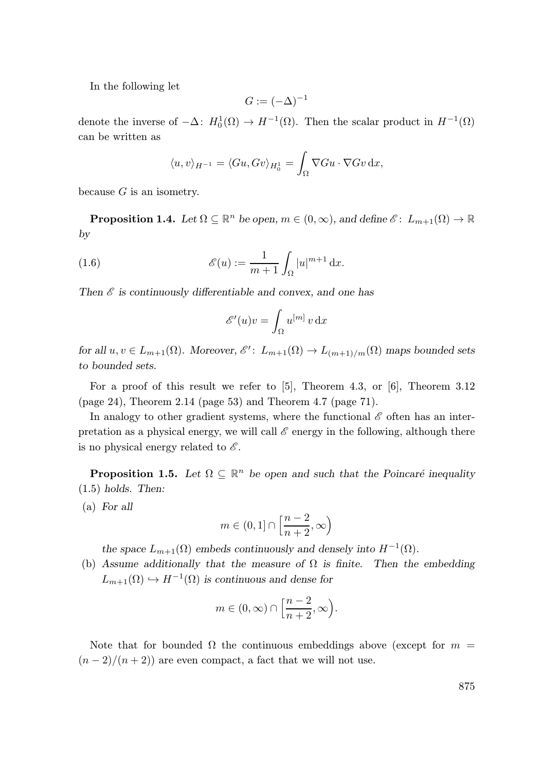In the following let

$$G := (-\Delta)^{-1}$$

denote the inverse of $-\Delta\colon H_0^1(\Omega) \to H^{-1}(\Omega)$. Then the scalar product in $H^{-1}(\Omega)$ can be written as

$$\langle u, v\rangle_{H^{-1}} = \langle Gu, Gv\rangle_{H_0^1} = \int_\Omega \nabla Gu \cdot \nabla Gv \,\mathrm{d}x,$$

because $G$ is an isometry.

**Proposition 1.4.** *Let $\Omega \subseteq \mathbb{R}^n$ be open, $m \in (0,\infty)$, and define $\mathscr{E}\colon L_{m+1}(\Omega) \to \mathbb{R}$ by*

$$\mathscr{E}(u) := \frac{1}{m+1}\int_\Omega |u|^{m+1}\,\mathrm{d}x. \tag{1.6}$$

*Then $\mathscr{E}$ is continuously differentiable and convex, and one has*

$$\mathscr{E}'(u)v = \int_\Omega u^{[m]}\, v\,\mathrm{d}x$$

*for all $u, v \in L_{m+1}(\Omega)$. Moreover, $\mathscr{E}'\colon L_{m+1}(\Omega) \to L_{(m+1)/m}(\Omega)$ maps bounded sets to bounded sets.*

For a proof of this result we refer to [5], Theorem 4.3, or [6], Theorem 3.12 (page 24), Theorem 2.14 (page 53) and Theorem 4.7 (page 71).

In analogy to other gradient systems, where the functional $\mathscr{E}$ often has an interpretation as a physical energy, we will call $\mathscr{E}$ energy in the following, although there is no physical energy related to $\mathscr{E}$.

**Proposition 1.5.** *Let $\Omega \subseteq \mathbb{R}^n$ be open and such that the Poincaré inequality (1.5) holds. Then:*

(a) *For all*

$$m \in (0,1] \cap \Big[\frac{n-2}{n+2}, \infty\Big)$$

*the space $L_{m+1}(\Omega)$ embeds continuously and densely into $H^{-1}(\Omega)$.*

(b) *Assume additionally that the measure of $\Omega$ is finite. Then the embedding $L_{m+1}(\Omega) \hookrightarrow H^{-1}(\Omega)$ is continuous and dense for*

$$m \in (0,\infty) \cap \Big[\frac{n-2}{n+2}, \infty\Big).$$

Note that for bounded $\Omega$ the continuous embeddings above (except for $m = (n-2)/(n+2)$) are even compact, a fact that we will not use.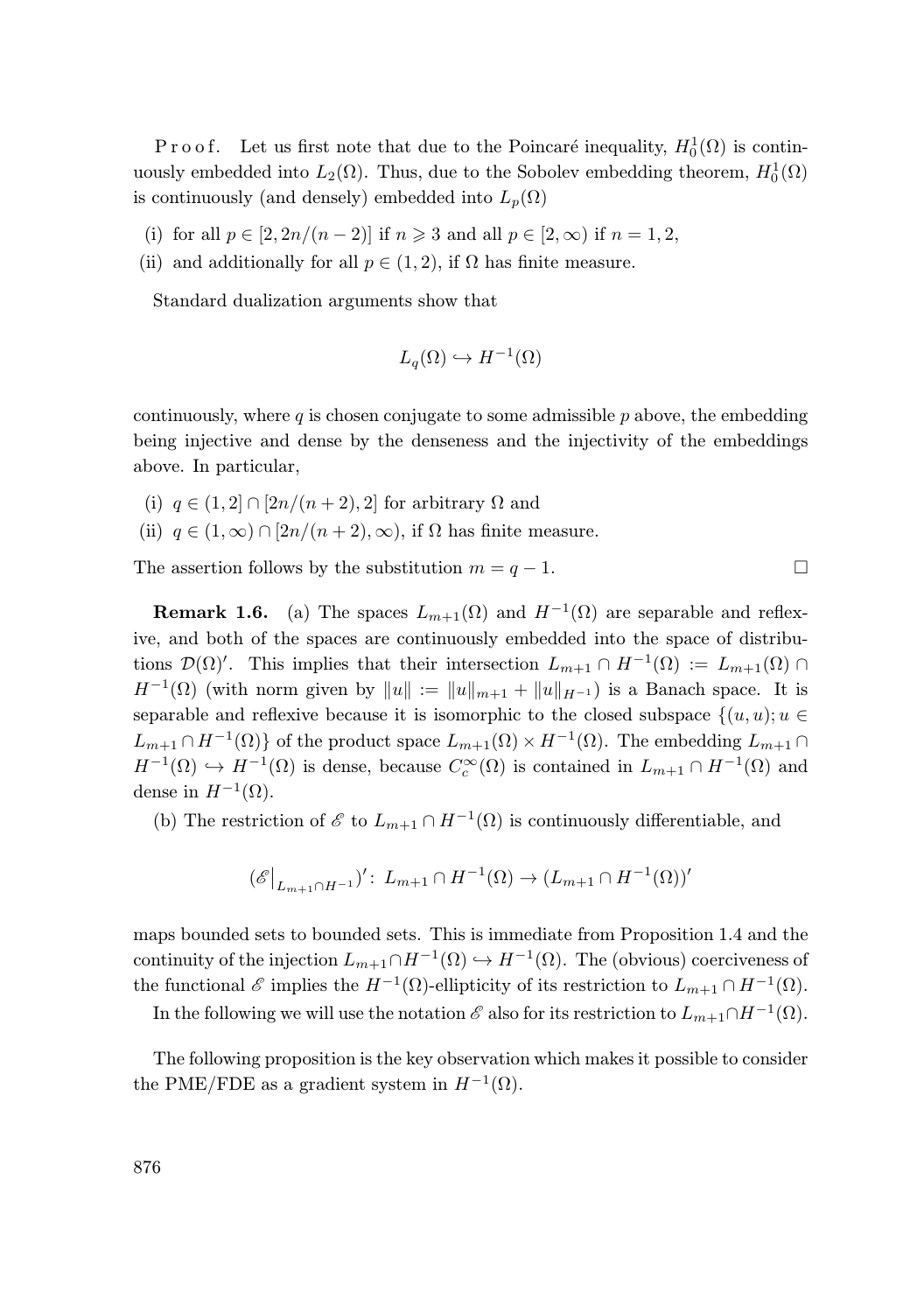P r o o f. Let us first note that due to the Poincaré inequality, $H_0^1(\Omega)$ is continuously embedded into $L_2(\Omega)$. Thus, due to the Sobolev embedding theorem, $H_0^1(\Omega)$ is continuously (and densely) embedded into $L_p(\Omega)$

(i) for all $p \in [2, 2n/(n-2)]$ if $n \geqslant 3$ and all $p \in [2, \infty)$ if $n = 1, 2$,

(ii) and additionally for all $p \in (1, 2)$, if $\Omega$ has finite measure.

Standard dualization arguments show that

$$L_q(\Omega) \hookrightarrow H^{-1}(\Omega)$$

continuously, where $q$ is chosen conjugate to some admissible $p$ above, the embedding being injective and dense by the denseness and the injectivity of the embeddings above. In particular,

(i) $q \in (1, 2] \cap [2n/(n+2), 2]$ for arbitrary $\Omega$ and

(ii) $q \in (1, \infty) \cap [2n/(n+2), \infty)$, if $\Omega$ has finite measure.

The assertion follows by the substitution $m = q - 1$. $\square$

**Remark 1.6.** (a) The spaces $L_{m+1}(\Omega)$ and $H^{-1}(\Omega)$ are separable and reflexive, and both of the spaces are continuously embedded into the space of distributions $\mathcal{D}(\Omega)'$. This implies that their intersection $L_{m+1} \cap H^{-1}(\Omega) := L_{m+1}(\Omega) \cap H^{-1}(\Omega)$ (with norm given by $\|u\| := \|u\|_{m+1} + \|u\|_{H^{-1}}$) is a Banach space. It is separable and reflexive because it is isomorphic to the closed subspace $\{(u, u); u \in L_{m+1} \cap H^{-1}(\Omega)\}$ of the product space $L_{m+1}(\Omega) \times H^{-1}(\Omega)$. The embedding $L_{m+1} \cap H^{-1}(\Omega) \hookrightarrow H^{-1}(\Omega)$ is dense, because $C_c^\infty(\Omega)$ is contained in $L_{m+1} \cap H^{-1}(\Omega)$ and dense in $H^{-1}(\Omega)$.

(b) The restriction of $\mathscr{E}$ to $L_{m+1} \cap H^{-1}(\Omega)$ is continuously differentiable, and

$$(\mathscr{E}\big|_{L_{m+1} \cap H^{-1}})' \colon L_{m+1} \cap H^{-1}(\Omega) \to (L_{m+1} \cap H^{-1}(\Omega))'$$

maps bounded sets to bounded sets. This is immediate from Proposition 1.4 and the continuity of the injection $L_{m+1} \cap H^{-1}(\Omega) \hookrightarrow H^{-1}(\Omega)$. The (obvious) coerciveness of the functional $\mathscr{E}$ implies the $H^{-1}(\Omega)$-ellipticity of its restriction to $L_{m+1} \cap H^{-1}(\Omega)$.

In the following we will use the notation $\mathscr{E}$ also for its restriction to $L_{m+1} \cap H^{-1}(\Omega)$.

The following proposition is the key observation which makes it possible to consider the PME/FDE as a gradient system in $H^{-1}(\Omega)$.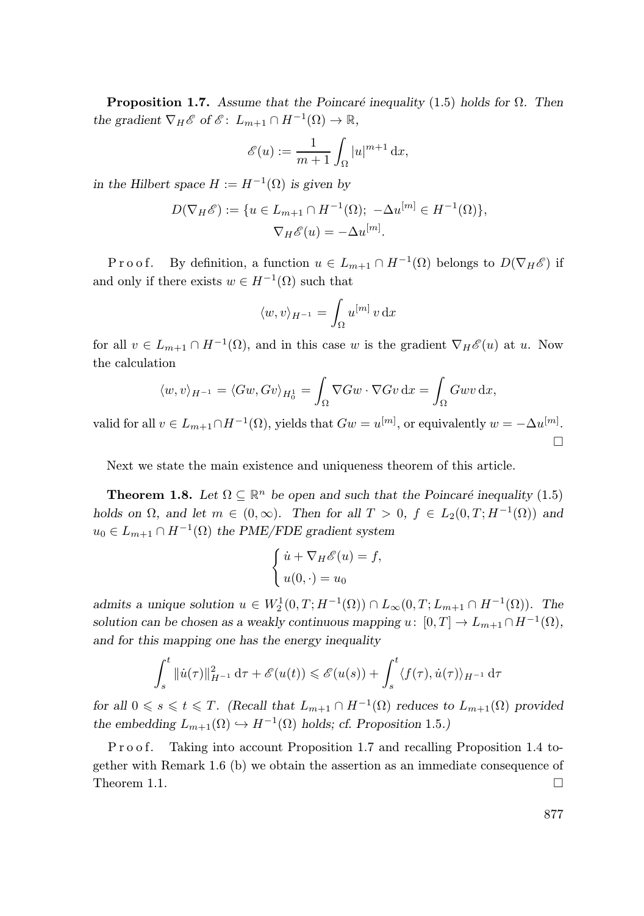**Proposition 1.7.** *Assume that the Poincaré inequality* (1.5) *holds for* $\Omega$. *Then the gradient* $\nabla_H \mathscr{E}$ *of* $\mathscr{E}\colon L_{m+1} \cap H^{-1}(\Omega) \to \mathbb{R}$,

$$\mathscr{E}(u) := \frac{1}{m+1} \int_\Omega |u|^{m+1} \, \mathrm{d}x,$$

*in the Hilbert space* $H := H^{-1}(\Omega)$ *is given by*

$$D(\nabla_H \mathscr{E}) := \{u \in L_{m+1} \cap H^{-1}(\Omega);\ -\Delta u^{[m]} \in H^{-1}(\Omega)\},$$
$$\nabla_H \mathscr{E}(u) = -\Delta u^{[m]}.$$

Proof. By definition, a function $u \in L_{m+1} \cap H^{-1}(\Omega)$ belongs to $D(\nabla_H \mathscr{E})$ if and only if there exists $w \in H^{-1}(\Omega)$ such that

$$\langle w, v \rangle_{H^{-1}} = \int_\Omega u^{[m]} \, v \, \mathrm{d}x$$

for all $v \in L_{m+1} \cap H^{-1}(\Omega)$, and in this case $w$ is the gradient $\nabla_H \mathscr{E}(u)$ at $u$. Now the calculation

$$\langle w, v \rangle_{H^{-1}} = \langle Gw, Gv \rangle_{H_0^1} = \int_\Omega \nabla Gw \cdot \nabla Gv \, \mathrm{d}x = \int_\Omega Gwv \, \mathrm{d}x,$$

valid for all $v \in L_{m+1} \cap H^{-1}(\Omega)$, yields that $Gw = u^{[m]}$, or equivalently $w = -\Delta u^{[m]}$. $\square$

Next we state the main existence and uniqueness theorem of this article.

**Theorem 1.8.** *Let* $\Omega \subseteq \mathbb{R}^n$ *be open and such that the Poincaré inequality* (1.5) *holds on* $\Omega$, *and let* $m \in (0, \infty)$. *Then for all* $T > 0$, $f \in L_2(0, T; H^{-1}(\Omega))$ *and* $u_0 \in L_{m+1} \cap H^{-1}(\Omega)$ *the PME/FDE gradient system*

$$\begin{cases} \dot{u} + \nabla_H \mathscr{E}(u) = f, \\ u(0, \cdot) = u_0 \end{cases}$$

*admits a unique solution* $u \in W_2^1(0, T; H^{-1}(\Omega)) \cap L_\infty(0, T; L_{m+1} \cap H^{-1}(\Omega))$. *The solution can be chosen as a weakly continuous mapping* $u\colon [0, T] \to L_{m+1} \cap H^{-1}(\Omega)$, *and for this mapping one has the energy inequality*

$$\int_s^t \|\dot{u}(\tau)\|_{H^{-1}}^2 \, \mathrm{d}\tau + \mathscr{E}(u(t)) \leqslant \mathscr{E}(u(s)) + \int_s^t \langle f(\tau), \dot{u}(\tau) \rangle_{H^{-1}} \, \mathrm{d}\tau$$

*for all* $0 \leqslant s \leqslant t \leqslant T$. *(Recall that* $L_{m+1} \cap H^{-1}(\Omega)$ *reduces to* $L_{m+1}(\Omega)$ *provided the embedding* $L_{m+1}(\Omega) \hookrightarrow H^{-1}(\Omega)$ *holds; cf. Proposition* 1.5.*)*

Proof. Taking into account Proposition 1.7 and recalling Proposition 1.4 together with Remark 1.6 (b) we obtain the assertion as an immediate consequence of Theorem 1.1. $\square$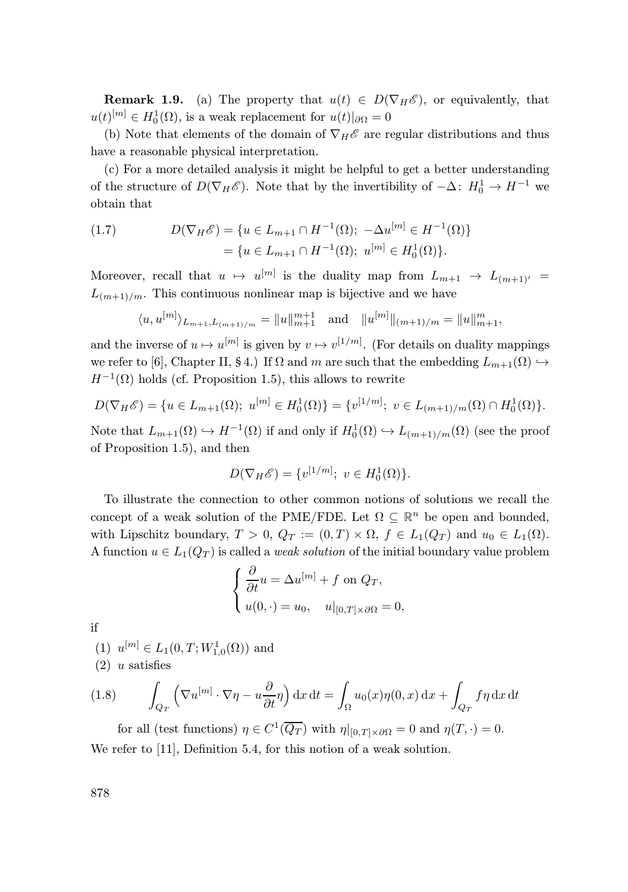**Remark 1.9.** (a) The property that $u(t) \in D(\nabla_H \mathscr{E})$, or equivalently, that $u(t)^{[m]} \in H_0^1(\Omega)$, is a weak replacement for $u(t)|_{\partial\Omega} = 0$

(b) Note that elements of the domain of $\nabla_H \mathscr{E}$ are regular distributions and thus have a reasonable physical interpretation.

(c) For a more detailed analysis it might be helpful to get a better understanding of the structure of $D(\nabla_H \mathscr{E})$. Note that by the invertibility of $-\Delta\colon H_0^1 \to H^{-1}$ we obtain that

$$
\begin{aligned}
D(\nabla_H \mathscr{E}) &= \{u \in L_{m+1} \cap H^{-1}(\Omega);\ -\Delta u^{[m]} \in H^{-1}(\Omega)\} \\
&= \{u \in L_{m+1} \cap H^{-1}(\Omega);\ u^{[m]} \in H_0^1(\Omega)\}.
\end{aligned}
\tag{1.7}
$$

Moreover, recall that $u \mapsto u^{[m]}$ is the duality map from $L_{m+1} \to L_{(m+1)'} = L_{(m+1)/m}$. This continuous nonlinear map is bijective and we have

$$
\langle u, u^{[m]} \rangle_{L_{m+1}, L_{(m+1)/m}} = \|u\|_{m+1}^{m+1} \quad \text{and} \quad \|u^{[m]}\|_{(m+1)/m} = \|u\|_{m+1}^{m},
$$

and the inverse of $u \mapsto u^{[m]}$ is given by $v \mapsto v^{[1/m]}$. (For details on duality mappings we refer to [6], Chapter II, § 4.) If $\Omega$ and $m$ are such that the embedding $L_{m+1}(\Omega) \hookrightarrow H^{-1}(\Omega)$ holds (cf. Proposition 1.5), this allows to rewrite

$$
D(\nabla_H \mathscr{E}) = \{u \in L_{m+1}(\Omega);\ u^{[m]} \in H_0^1(\Omega)\} = \{v^{[1/m]};\ v \in L_{(m+1)/m}(\Omega) \cap H_0^1(\Omega)\}.
$$

Note that $L_{m+1}(\Omega) \hookrightarrow H^{-1}(\Omega)$ if and only if $H_0^1(\Omega) \hookrightarrow L_{(m+1)/m}(\Omega)$ (see the proof of Proposition 1.5), and then

$$
D(\nabla_H \mathscr{E}) = \{v^{[1/m]};\ v \in H_0^1(\Omega)\}.
$$

To illustrate the connection to other common notions of solutions we recall the concept of a weak solution of the PME/FDE. Let $\Omega \subseteq \mathbb{R}^n$ be open and bounded, with Lipschitz boundary, $T > 0$, $Q_T := (0,T) \times \Omega$, $f \in L_1(Q_T)$ and $u_0 \in L_1(\Omega)$. A function $u \in L_1(Q_T)$ is called a *weak solution* of the initial boundary value problem

$$
\begin{cases}
\dfrac{\partial}{\partial t} u = \Delta u^{[m]} + f \text{ on } Q_T, \\
u(0,\cdot) = u_0, \quad u|_{[0,T] \times \partial\Omega} = 0,
\end{cases}
$$

if

(1) $u^{[m]} \in L_1(0,T; W_{1,0}^1(\Omega))$ and
(2) $u$ satisfies

$$
\int_{Q_T} \Bigl( \nabla u^{[m]} \cdot \nabla \eta - u \frac{\partial}{\partial t} \eta \Bigr) \,\mathrm{d}x\,\mathrm{d}t = \int_\Omega u_0(x) \eta(0,x) \,\mathrm{d}x + \int_{Q_T} f \eta \,\mathrm{d}x\,\mathrm{d}t
\tag{1.8}
$$

for all (test functions) $\eta \in C^1(\overline{Q_T})$ with $\eta|_{[0,T] \times \partial\Omega} = 0$ and $\eta(T,\cdot) = 0$.

We refer to [11], Definition 5.4, for this notion of a weak solution.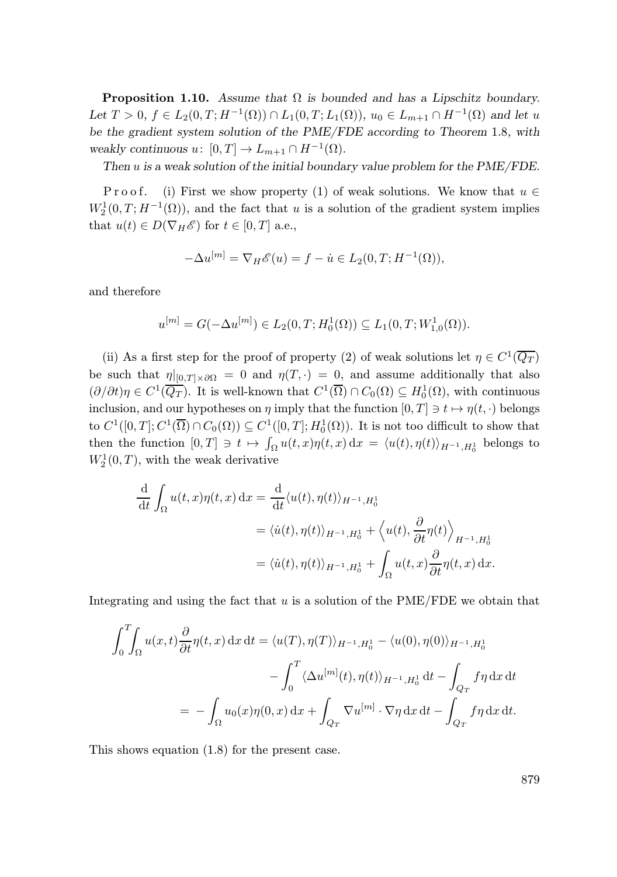**Proposition 1.10.** *Assume that $\Omega$ is bounded and has a Lipschitz boundary. Let $T > 0$, $f \in L_2(0,T;H^{-1}(\Omega)) \cap L_1(0,T;L_1(\Omega))$, $u_0 \in L_{m+1} \cap H^{-1}(\Omega)$ and let $u$ be the gradient system solution of the PME/FDE according to Theorem 1.8, with weakly continuous $u\colon [0,T] \to L_{m+1} \cap H^{-1}(\Omega)$.*

*Then $u$ is a weak solution of the initial boundary value problem for the PME/FDE.*

Proof. (i) First we show property (1) of weak solutions. We know that $u \in W_2^1(0,T;H^{-1}(\Omega))$, and the fact that $u$ is a solution of the gradient system implies that $u(t) \in D(\nabla_H \mathscr{E})$ for $t \in [0,T]$ a.e.,

$$-\Delta u^{[m]} = \nabla_H \mathscr{E}(u) = f - \dot{u} \in L_2(0,T;H^{-1}(\Omega)),$$

and therefore

$$u^{[m]} = G(-\Delta u^{[m]}) \in L_2(0,T;H_0^1(\Omega)) \subseteq L_1(0,T;W_{1,0}^1(\Omega)).$$

(ii) As a first step for the proof of property (2) of weak solutions let $\eta \in C^1(\overline{Q_T})$ be such that $\eta|_{[0,T]\times\partial\Omega} = 0$ and $\eta(T,\cdot) = 0$, and assume additionally that also $(\partial/\partial t)\eta \in C^1(\overline{Q_T})$. It is well-known that $C^1(\overline{\Omega}) \cap C_0(\Omega) \subseteq H_0^1(\Omega)$, with continuous inclusion, and our hypotheses on $\eta$ imply that the function $[0,T] \ni t \mapsto \eta(t,\cdot)$ belongs to $C^1([0,T];C^1(\overline{\Omega}) \cap C_0(\Omega)) \subseteq C^1([0,T];H_0^1(\Omega))$. It is not too difficult to show that then the function $[0,T] \ni t \mapsto \int_\Omega u(t,x)\eta(t,x)\,\mathrm{d}x = \langle u(t), \eta(t)\rangle_{H^{-1},H_0^1}$ belongs to $W_2^1(0,T)$, with the weak derivative

$$\begin{aligned}
\frac{\mathrm{d}}{\mathrm{d}t}\int_\Omega u(t,x)\eta(t,x)\,\mathrm{d}x &= \frac{\mathrm{d}}{\mathrm{d}t}\langle u(t),\eta(t)\rangle_{H^{-1},H_0^1} \\
&= \langle \dot{u}(t),\eta(t)\rangle_{H^{-1},H_0^1} + \Big\langle u(t), \frac{\partial}{\partial t}\eta(t)\Big\rangle_{H^{-1},H_0^1} \\
&= \langle \dot{u}(t),\eta(t)\rangle_{H^{-1},H_0^1} + \int_\Omega u(t,x)\frac{\partial}{\partial t}\eta(t,x)\,\mathrm{d}x.
\end{aligned}$$

Integrating and using the fact that $u$ is a solution of the PME/FDE we obtain that

$$\begin{aligned}
\int_0^T\!\!\int_\Omega u(x,t)\frac{\partial}{\partial t}\eta(t,x)\,\mathrm{d}x\,\mathrm{d}t &= \langle u(T),\eta(T)\rangle_{H^{-1},H_0^1} - \langle u(0),\eta(0)\rangle_{H^{-1},H_0^1} \\
&\qquad - \int_0^T \langle \Delta u^{[m]}(t),\eta(t)\rangle_{H^{-1},H_0^1}\,\mathrm{d}t - \int_{Q_T} f\eta\,\mathrm{d}x\,\mathrm{d}t \\
&= -\int_\Omega u_0(x)\eta(0,x)\,\mathrm{d}x + \int_{Q_T} \nabla u^{[m]}\cdot\nabla\eta\,\mathrm{d}x\,\mathrm{d}t - \int_{Q_T} f\eta\,\mathrm{d}x\,\mathrm{d}t.
\end{aligned}$$

This shows equation (1.8) for the present case.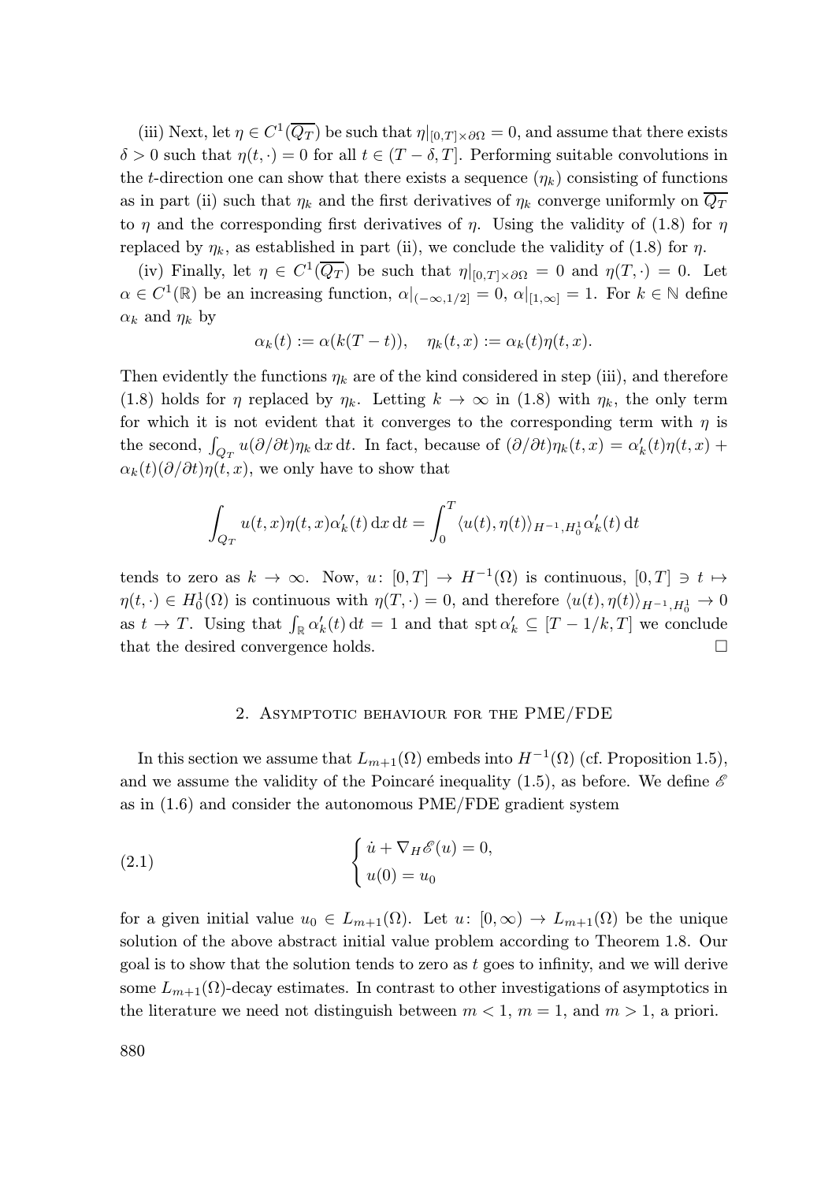(iii) Next, let $\eta \in C^1(\overline{Q_T})$ be such that $\eta|_{[0,T]\times\partial\Omega} = 0$, and assume that there exists $\delta > 0$ such that $\eta(t,\cdot) = 0$ for all $t \in (T-\delta, T]$. Performing suitable convolutions in the $t$-direction one can show that there exists a sequence $(\eta_k)$ consisting of functions as in part (ii) such that $\eta_k$ and the first derivatives of $\eta_k$ converge uniformly on $\overline{Q_T}$ to $\eta$ and the corresponding first derivatives of $\eta$. Using the validity of (1.8) for $\eta$ replaced by $\eta_k$, as established in part (ii), we conclude the validity of (1.8) for $\eta$.

(iv) Finally, let $\eta \in C^1(\overline{Q_T})$ be such that $\eta|_{[0,T]\times\partial\Omega} = 0$ and $\eta(T,\cdot) = 0$. Let $\alpha \in C^1(\mathbb{R})$ be an increasing function, $\alpha|_{(-\infty,1/2]} = 0$, $\alpha|_{[1,\infty]} = 1$. For $k \in \mathbb{N}$ define $\alpha_k$ and $\eta_k$ by

$$\alpha_k(t) := \alpha(k(T-t)), \quad \eta_k(t,x) := \alpha_k(t)\eta(t,x).$$

Then evidently the functions $\eta_k$ are of the kind considered in step (iii), and therefore (1.8) holds for $\eta$ replaced by $\eta_k$. Letting $k \to \infty$ in (1.8) with $\eta_k$, the only term for which it is not evident that it converges to the corresponding term with $\eta$ is the second, $\int_{Q_T} u(\partial/\partial t)\eta_k \,\mathrm{d}x\,\mathrm{d}t$. In fact, because of $(\partial/\partial t)\eta_k(t,x) = \alpha_k'(t)\eta(t,x) + \alpha_k(t)(\partial/\partial t)\eta(t,x)$, we only have to show that

$$\int_{Q_T} u(t,x)\eta(t,x)\alpha_k'(t)\,\mathrm{d}x\,\mathrm{d}t = \int_0^T \langle u(t), \eta(t)\rangle_{H^{-1},H_0^1}\alpha_k'(t)\,\mathrm{d}t$$

tends to zero as $k \to \infty$. Now, $u\colon [0,T] \to H^{-1}(\Omega)$ is continuous, $[0,T] \ni t \mapsto \eta(t,\cdot) \in H_0^1(\Omega)$ is continuous with $\eta(T,\cdot) = 0$, and therefore $\langle u(t), \eta(t)\rangle_{H^{-1},H_0^1} \to 0$ as $t \to T$. Using that $\int_{\mathbb{R}} \alpha_k'(t)\,\mathrm{d}t = 1$ and that $\operatorname{spt}\alpha_k' \subseteq [T-1/k, T]$ we conclude that the desired convergence holds. $\square$

## 2. Asymptotic behaviour for the PME/FDE

In this section we assume that $L_{m+1}(\Omega)$ embeds into $H^{-1}(\Omega)$ (cf. Proposition 1.5), and we assume the validity of the Poincaré inequality (1.5), as before. We define $\mathscr{E}$ as in (1.6) and consider the autonomous PME/FDE gradient system

$$\begin{cases} \dot{u} + \nabla_H \mathscr{E}(u) = 0, \\ u(0) = u_0 \end{cases} \tag{2.1}$$

for a given initial value $u_0 \in L_{m+1}(\Omega)$. Let $u\colon [0,\infty) \to L_{m+1}(\Omega)$ be the unique solution of the above abstract initial value problem according to Theorem 1.8. Our goal is to show that the solution tends to zero as $t$ goes to infinity, and we will derive some $L_{m+1}(\Omega)$-decay estimates. In contrast to other investigations of asymptotics in the literature we need not distinguish between $m < 1$, $m = 1$, and $m > 1$, a priori.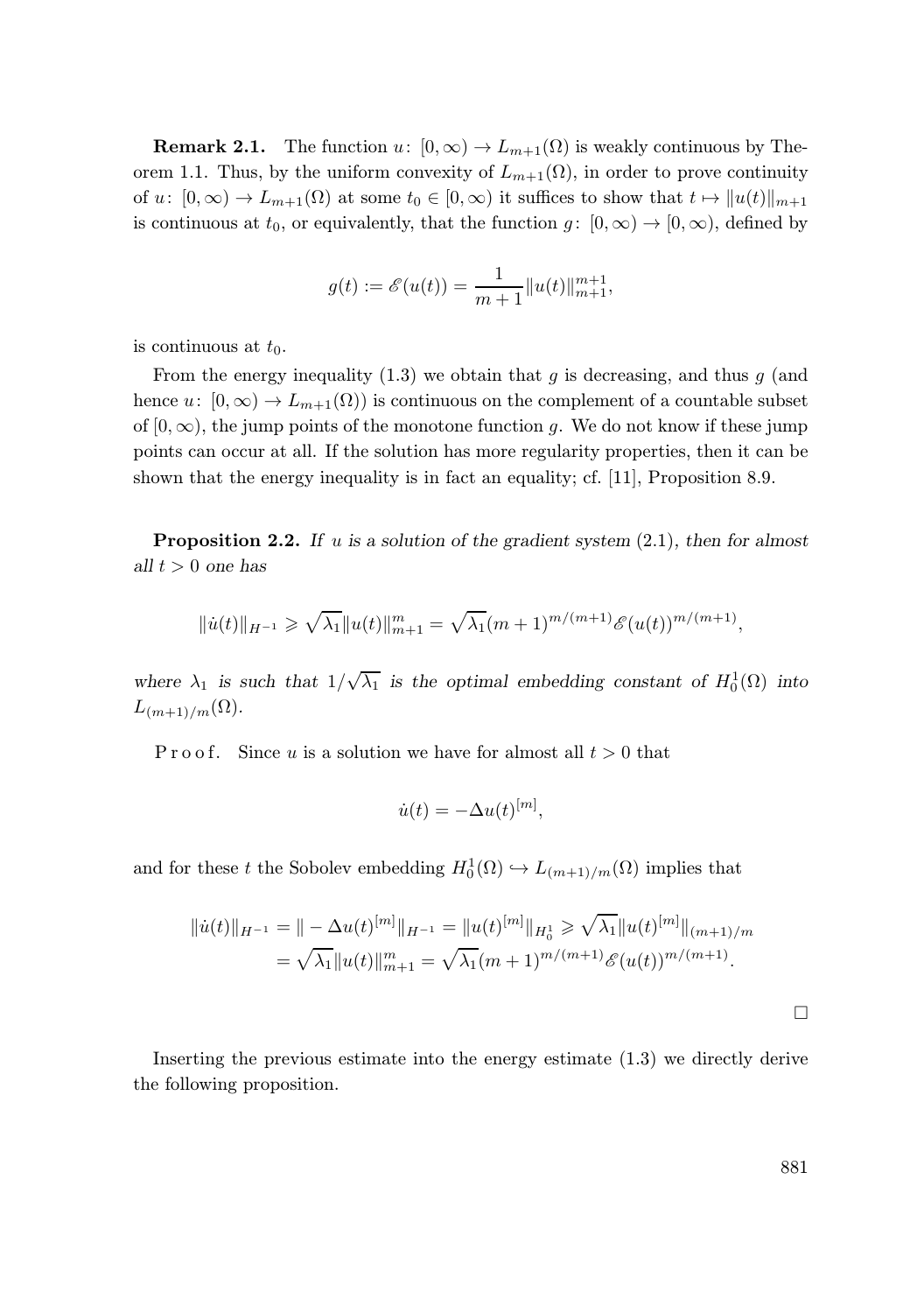**Remark 2.1.** The function $u\colon [0,\infty) \to L_{m+1}(\Omega)$ is weakly continuous by Theorem 1.1. Thus, by the uniform convexity of $L_{m+1}(\Omega)$, in order to prove continuity of $u\colon [0,\infty) \to L_{m+1}(\Omega)$ at some $t_0 \in [0,\infty)$ it suffices to show that $t \mapsto \|u(t)\|_{m+1}$ is continuous at $t_0$, or equivalently, that the function $g\colon [0,\infty) \to [0,\infty)$, defined by

$$g(t) := \mathscr{E}(u(t)) = \frac{1}{m+1}\|u(t)\|_{m+1}^{m+1},$$

is continuous at $t_0$.

From the energy inequality (1.3) we obtain that $g$ is decreasing, and thus $g$ (and hence $u\colon [0,\infty) \to L_{m+1}(\Omega)$) is continuous on the complement of a countable subset of $[0,\infty)$, the jump points of the monotone function $g$. We do not know if these jump points can occur at all. If the solution has more regularity properties, then it can be shown that the energy inequality is in fact an equality; cf. [11], Proposition 8.9.

**Proposition 2.2.** *If $u$ is a solution of the gradient system* (2.1), *then for almost all $t > 0$ one has*

$$\|\dot{u}(t)\|_{H^{-1}} \geqslant \sqrt{\lambda_1}\|u(t)\|_{m+1}^{m} = \sqrt{\lambda_1}(m+1)^{m/(m+1)}\mathscr{E}(u(t))^{m/(m+1)},$$

*where $\lambda_1$ is such that $1/\sqrt{\lambda_1}$ is the optimal embedding constant of $H_0^1(\Omega)$ into $L_{(m+1)/m}(\Omega)$.*

P r o o f. Since $u$ is a solution we have for almost all $t > 0$ that

$$\dot{u}(t) = -\Delta u(t)^{[m]},$$

and for these $t$ the Sobolev embedding $H_0^1(\Omega) \hookrightarrow L_{(m+1)/m}(\Omega)$ implies that

$$\begin{aligned}\|\dot{u}(t)\|_{H^{-1}} &= \|-\Delta u(t)^{[m]}\|_{H^{-1}} = \|u(t)^{[m]}\|_{H_0^1} \geqslant \sqrt{\lambda_1}\|u(t)^{[m]}\|_{(m+1)/m} \\ &= \sqrt{\lambda_1}\|u(t)\|_{m+1}^{m} = \sqrt{\lambda_1}(m+1)^{m/(m+1)}\mathscr{E}(u(t))^{m/(m+1)}.\end{aligned}$$

$\square$

Inserting the previous estimate into the energy estimate (1.3) we directly derive the following proposition.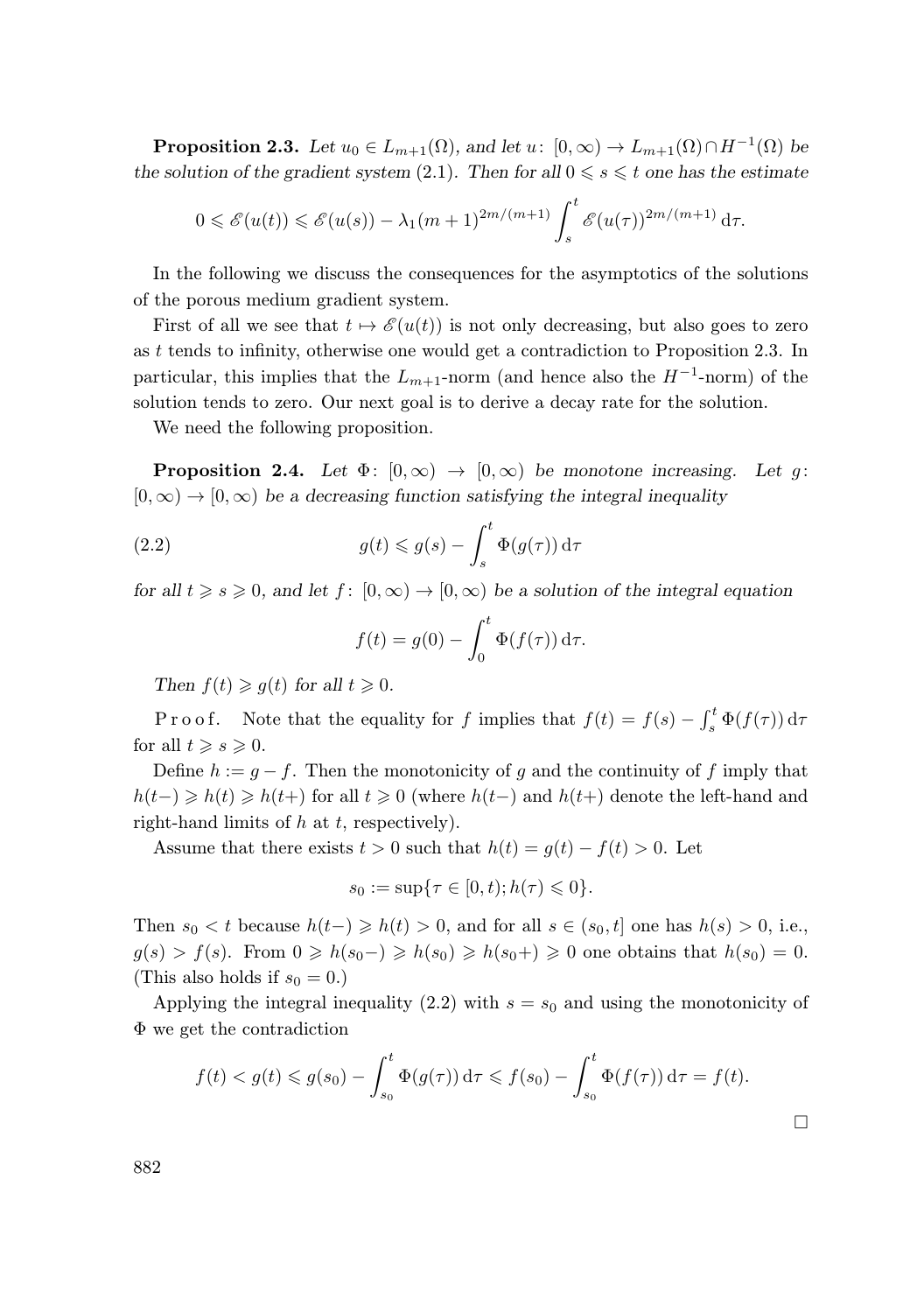**Proposition 2.3.** *Let $u_0 \in L_{m+1}(\Omega)$, and let $u\colon [0,\infty) \to L_{m+1}(\Omega) \cap H^{-1}(\Omega)$ be the solution of the gradient system* (2.1). *Then for all $0 \leqslant s \leqslant t$ one has the estimate*

$$0 \leqslant \mathscr{E}(u(t)) \leqslant \mathscr{E}(u(s)) - \lambda_1 (m+1)^{2m/(m+1)} \int_s^t \mathscr{E}(u(\tau))^{2m/(m+1)} \,\mathrm{d}\tau.$$

In the following we discuss the consequences for the asymptotics of the solutions of the porous medium gradient system.

First of all we see that $t \mapsto \mathscr{E}(u(t))$ is not only decreasing, but also goes to zero as $t$ tends to infinity, otherwise one would get a contradiction to Proposition 2.3. In particular, this implies that the $L_{m+1}$-norm (and hence also the $H^{-1}$-norm) of the solution tends to zero. Our next goal is to derive a decay rate for the solution.

We need the following proposition.

**Proposition 2.4.** *Let $\Phi\colon [0,\infty) \to [0,\infty)$ be monotone increasing. Let $g\colon [0,\infty) \to [0,\infty)$ be a decreasing function satisfying the integral inequality*

$$g(t) \leqslant g(s) - \int_s^t \Phi(g(\tau)) \,\mathrm{d}\tau \tag{2.2}$$

*for all $t \geqslant s \geqslant 0$, and let $f\colon [0,\infty) \to [0,\infty)$ be a solution of the integral equation*

$$f(t) = g(0) - \int_0^t \Phi(f(\tau)) \,\mathrm{d}\tau.$$

*Then $f(t) \geqslant g(t)$ for all $t \geqslant 0$.*

P r o o f. Note that the equality for $f$ implies that $f(t) = f(s) - \int_s^t \Phi(f(\tau)) \,\mathrm{d}\tau$ for all $t \geqslant s \geqslant 0$.

Define $h := g - f$. Then the monotonicity of $g$ and the continuity of $f$ imply that $h(t-) \geqslant h(t) \geqslant h(t+)$ for all $t \geqslant 0$ (where $h(t-)$ and $h(t+)$ denote the left-hand and right-hand limits of $h$ at $t$, respectively).

Assume that there exists $t > 0$ such that $h(t) = g(t) - f(t) > 0$. Let

$$s_0 := \sup\{\tau \in [0,t);\, h(\tau) \leqslant 0\}.$$

Then $s_0 < t$ because $h(t-) \geqslant h(t) > 0$, and for all $s \in (s_0, t]$ one has $h(s) > 0$, i.e., $g(s) > f(s)$. From $0 \geqslant h(s_0-) \geqslant h(s_0) \geqslant h(s_0+) \geqslant 0$ one obtains that $h(s_0) = 0$. (This also holds if $s_0 = 0$.)

Applying the integral inequality (2.2) with $s = s_0$ and using the monotonicity of $\Phi$ we get the contradiction

$$f(t) < g(t) \leqslant g(s_0) - \int_{s_0}^t \Phi(g(\tau)) \,\mathrm{d}\tau \leqslant f(s_0) - \int_{s_0}^t \Phi(f(\tau)) \,\mathrm{d}\tau = f(t).$$

□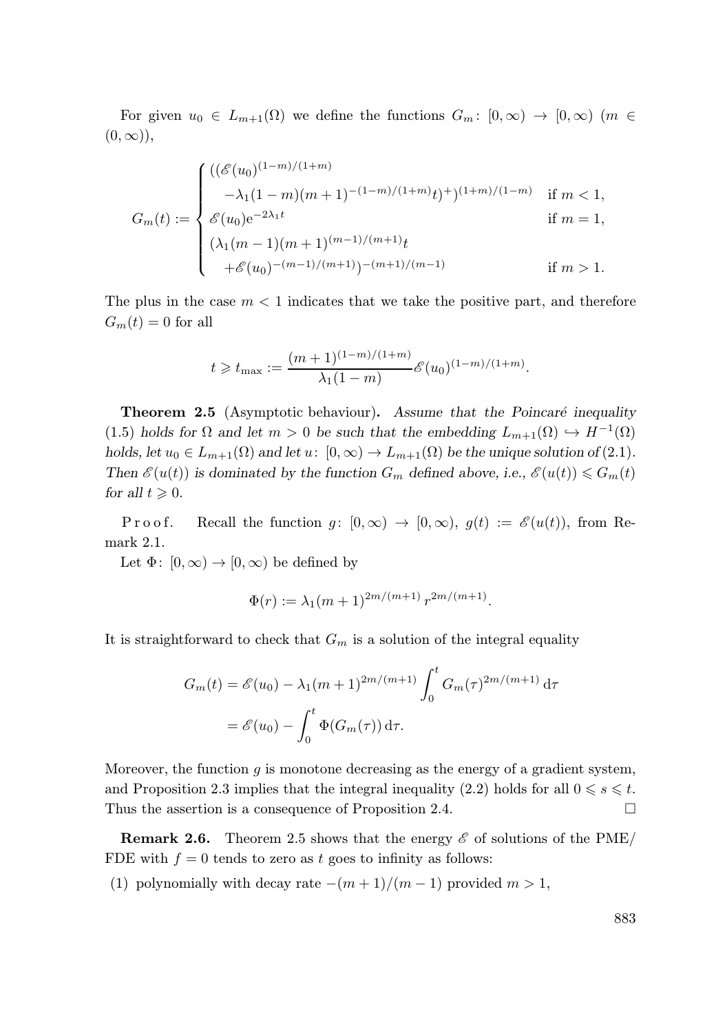For given $u_0 \in L_{m+1}(\Omega)$ we define the functions $G_m\colon [0,\infty) \to [0,\infty)$ $(m \in (0,\infty))$,

$$G_m(t) := \begin{cases} ((\mathscr{E}(u_0)^{(1-m)/(1+m)} \\ \quad -\lambda_1(1-m)(m+1)^{-(1-m)/(1+m)}t)^+)^{(1+m)/(1-m)} & \text{if } m < 1, \\ \mathscr{E}(u_0)\mathrm{e}^{-2\lambda_1 t} & \text{if } m = 1, \\ (\lambda_1(m-1)(m+1)^{(m-1)/(m+1)}t \\ \quad +\mathscr{E}(u_0)^{-(m-1)/(m+1)})^{-(m+1)/(m-1)} & \text{if } m > 1. \end{cases}$$

The plus in the case $m < 1$ indicates that we take the positive part, and therefore $G_m(t) = 0$ for all

$$t \geqslant t_{\max} := \frac{(m+1)^{(1-m)/(1+m)}}{\lambda_1(1-m)}\mathscr{E}(u_0)^{(1-m)/(1+m)}.$$

**Theorem 2.5** (Asymptotic behaviour). *Assume that the Poincaré inequality (1.5) holds for $\Omega$ and let $m > 0$ be such that the embedding $L_{m+1}(\Omega) \hookrightarrow H^{-1}(\Omega)$ holds, let $u_0 \in L_{m+1}(\Omega)$ and let $u\colon [0,\infty) \to L_{m+1}(\Omega)$ be the unique solution of (2.1). Then $\mathscr{E}(u(t))$ is dominated by the function $G_m$ defined above, i.e., $\mathscr{E}(u(t)) \leqslant G_m(t)$ for all $t \geqslant 0$.*

Proof. Recall the function $g\colon [0,\infty) \to [0,\infty)$, $g(t) := \mathscr{E}(u(t))$, from Remark 2.1.

Let $\Phi\colon [0,\infty) \to [0,\infty)$ be defined by

$$\Phi(r) := \lambda_1(m+1)^{2m/(m+1)}\, r^{2m/(m+1)}.$$

It is straightforward to check that $G_m$ is a solution of the integral equality

$$\begin{aligned} G_m(t) &= \mathscr{E}(u_0) - \lambda_1(m+1)^{2m/(m+1)} \int_0^t G_m(\tau)^{2m/(m+1)}\,\mathrm{d}\tau \\ &= \mathscr{E}(u_0) - \int_0^t \Phi(G_m(\tau))\,\mathrm{d}\tau. \end{aligned}$$

Moreover, the function $g$ is monotone decreasing as the energy of a gradient system, and Proposition 2.3 implies that the integral inequality (2.2) holds for all $0 \leqslant s \leqslant t$. Thus the assertion is a consequence of Proposition 2.4. $\square$

**Remark 2.6.** Theorem 2.5 shows that the energy $\mathscr{E}$ of solutions of the PME/FDE with $f = 0$ tends to zero as $t$ goes to infinity as follows:

(1) polynomially with decay rate $-(m+1)/(m-1)$ provided $m > 1$,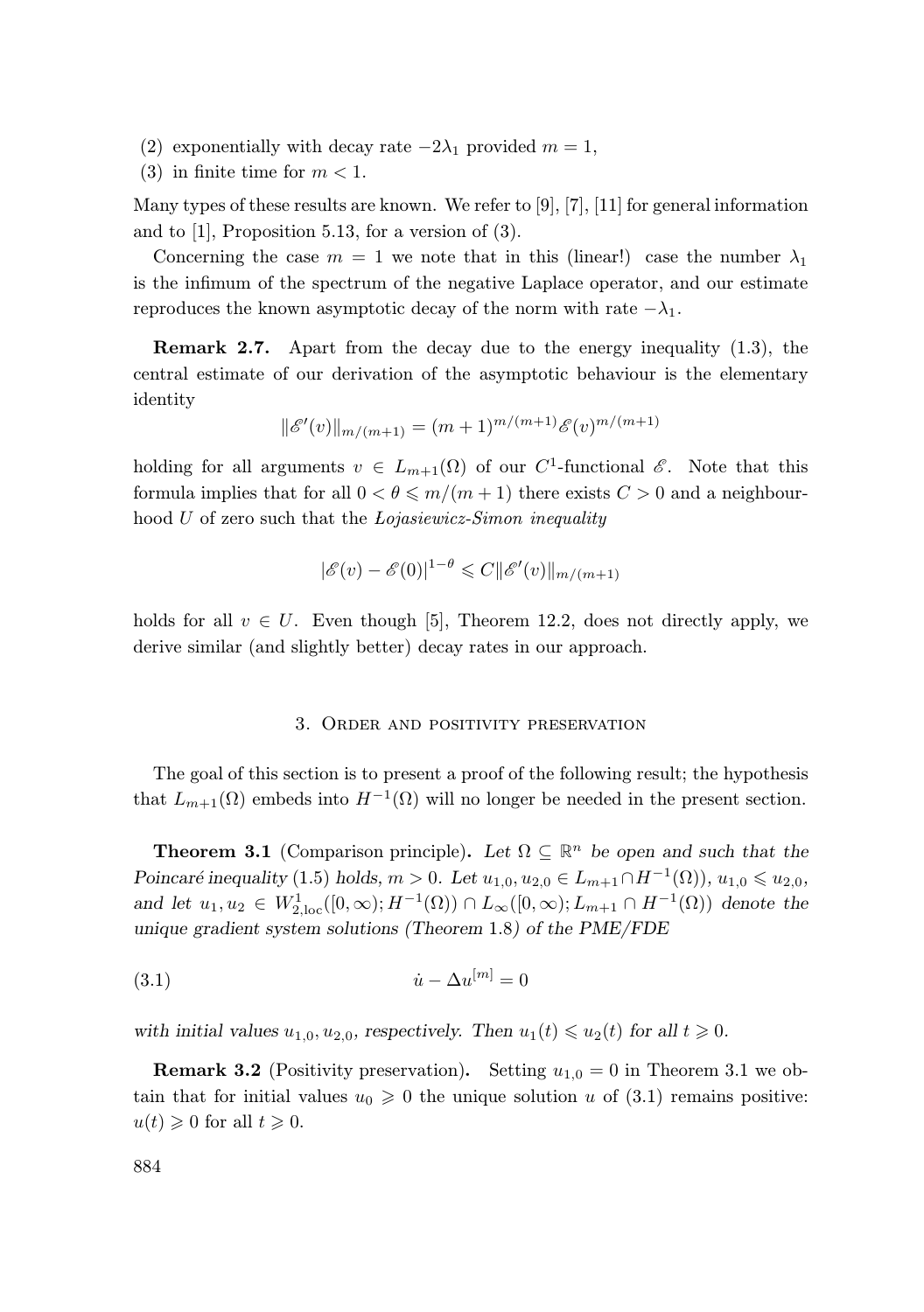(2) exponentially with decay rate $-2\lambda_1$ provided $m = 1$,

(3) in finite time for $m < 1$.

Many types of these results are known. We refer to [9], [7], [11] for general information and to [1], Proposition 5.13, for a version of (3).

Concerning the case $m = 1$ we note that in this (linear!) case the number $\lambda_1$ is the infimum of the spectrum of the negative Laplace operator, and our estimate reproduces the known asymptotic decay of the norm with rate $-\lambda_1$.

**Remark 2.7.** Apart from the decay due to the energy inequality (1.3), the central estimate of our derivation of the asymptotic behaviour is the elementary identity

$$\|\mathscr{E}'(v)\|_{m/(m+1)} = (m+1)^{m/(m+1)}\mathscr{E}(v)^{m/(m+1)}$$

holding for all arguments $v \in L_{m+1}(\Omega)$ of our $C^1$-functional $\mathscr{E}$. Note that this formula implies that for all $0 < \theta \leqslant m/(m+1)$ there exists $C > 0$ and a neighbourhood $U$ of zero such that the *Lojasiewicz-Simon inequality*

$$|\mathscr{E}(v) - \mathscr{E}(0)|^{1-\theta} \leqslant C\|\mathscr{E}'(v)\|_{m/(m+1)}$$

holds for all $v \in U$. Even though [5], Theorem 12.2, does not directly apply, we derive similar (and slightly better) decay rates in our approach.

## 3. Order and positivity preservation

The goal of this section is to present a proof of the following result; the hypothesis that $L_{m+1}(\Omega)$ embeds into $H^{-1}(\Omega)$ will no longer be needed in the present section.

**Theorem 3.1** (Comparison principle). *Let $\Omega \subseteq \mathbb{R}^n$ be open and such that the Poincaré inequality (1.5) holds, $m > 0$. Let $u_{1,0}, u_{2,0} \in L_{m+1} \cap H^{-1}(\Omega))$, $u_{1,0} \leqslant u_{2,0}$, and let $u_1, u_2 \in W^1_{2,\mathrm{loc}}([0,\infty); H^{-1}(\Omega)) \cap L_\infty([0,\infty); L_{m+1} \cap H^{-1}(\Omega))$ denote the unique gradient system solutions (Theorem 1.8) of the PME/FDE*

$$\dot{u} - \Delta u^{[m]} = 0 \tag{3.1}$$

*with initial values $u_{1,0}, u_{2,0}$, respectively. Then $u_1(t) \leqslant u_2(t)$ for all $t \geqslant 0$.*

**Remark 3.2** (Positivity preservation). Setting $u_{1,0} = 0$ in Theorem 3.1 we obtain that for initial values $u_0 \geqslant 0$ the unique solution $u$ of (3.1) remains positive: $u(t) \geqslant 0$ for all $t \geqslant 0$.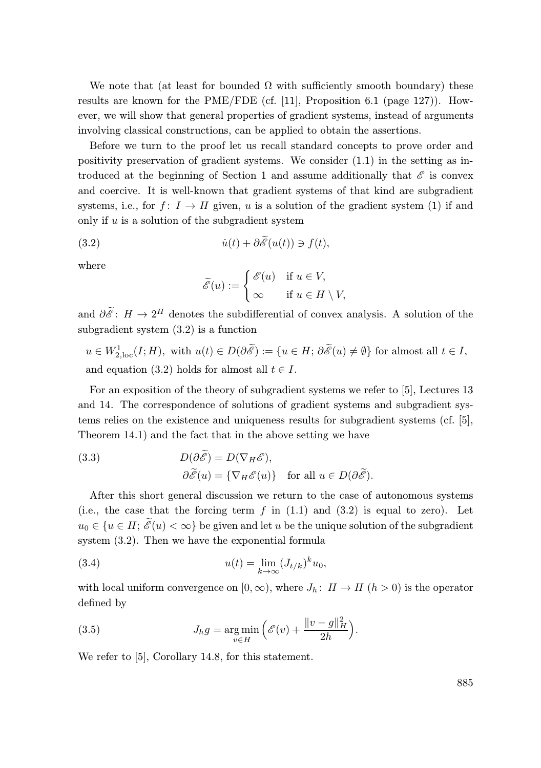We note that (at least for bounded $\Omega$ with sufficiently smooth boundary) these results are known for the PME/FDE (cf. [11], Proposition 6.1 (page 127)). However, we will show that general properties of gradient systems, instead of arguments involving classical constructions, can be applied to obtain the assertions.

Before we turn to the proof let us recall standard concepts to prove order and positivity preservation of gradient systems. We consider (1.1) in the setting as introduced at the beginning of Section 1 and assume additionally that $\mathscr{E}$ is convex and coercive. It is well-known that gradient systems of that kind are subgradient systems, i.e., for $f\colon I \to H$ given, $u$ is a solution of the gradient system (1) if and only if $u$ is a solution of the subgradient system

$$\dot{u}(t) + \partial\widetilde{\mathscr{E}}(u(t)) \ni f(t), \tag{3.2}$$

where

$$\widetilde{\mathscr{E}}(u) := \begin{cases} \mathscr{E}(u) & \text{if } u \in V, \\ \infty & \text{if } u \in H \setminus V, \end{cases}$$

and $\partial\widetilde{\mathscr{E}}\colon H \to 2^H$ denotes the subdifferential of convex analysis. A solution of the subgradient system (3.2) is a function

$u \in W^1_{2,\mathrm{loc}}(I;H)$, with $u(t) \in D(\partial\widetilde{\mathscr{E}}) := \{u \in H;\, \partial\widetilde{\mathscr{E}}(u) \neq \emptyset\}$ for almost all $t \in I$, and equation (3.2) holds for almost all $t \in I$.

For an exposition of the theory of subgradient systems we refer to [5], Lectures 13 and 14. The correspondence of solutions of gradient systems and subgradient systems relies on the existence and uniqueness results for subgradient systems (cf. [5], Theorem 14.1) and the fact that in the above setting we have

$$\begin{aligned} D(\partial\widetilde{\mathscr{E}}) &= D(\nabla_H \mathscr{E}), \\ \partial\widetilde{\mathscr{E}}(u) &= \{\nabla_H \mathscr{E}(u)\} \quad \text{for all } u \in D(\partial\widetilde{\mathscr{E}}). \end{aligned} \tag{3.3}$$

After this short general discussion we return to the case of autonomous systems (i.e., the case that the forcing term $f$ in (1.1) and (3.2) is equal to zero). Let $u_0 \in \{u \in H;\, \widetilde{\mathscr{E}}(u) < \infty\}$ be given and let $u$ be the unique solution of the subgradient system (3.2). Then we have the exponential formula

$$u(t) = \lim_{k\to\infty} (J_{t/k})^k u_0, \tag{3.4}$$

with local uniform convergence on $[0,\infty)$, where $J_h\colon H \to H$ $(h > 0)$ is the operator defined by

$$J_h g = \operatorname*{arg\,min}_{v \in H} \Big( \mathscr{E}(v) + \frac{\|v - g\|_H^2}{2h} \Big). \tag{3.5}$$

We refer to [5], Corollary 14.8, for this statement.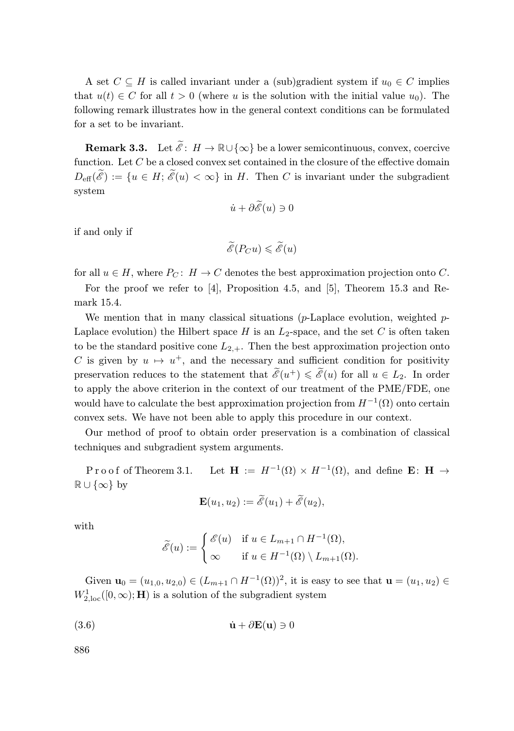A set $C \subseteq H$ is called invariant under a (sub)gradient system if $u_0 \in C$ implies that $u(t) \in C$ for all $t > 0$ (where $u$ is the solution with the initial value $u_0$). The following remark illustrates how in the general context conditions can be formulated for a set to be invariant.

**Remark 3.3.** Let $\widetilde{\mathscr{E}}\colon H \to \mathbb{R}\cup\{\infty\}$ be a lower semicontinuous, convex, coercive function. Let $C$ be a closed convex set contained in the closure of the effective domain $D_{\rm eff}(\widetilde{\mathscr{E}}) := \{u \in H;\, \widetilde{\mathscr{E}}(u) < \infty\}$ in $H$. Then $C$ is invariant under the subgradient system

$$\dot{u} + \partial\widetilde{\mathscr{E}}(u) \ni 0$$

if and only if

$$\widetilde{\mathscr{E}}(P_C u) \leqslant \widetilde{\mathscr{E}}(u)$$

for all $u \in H$, where $P_C\colon H \to C$ denotes the best approximation projection onto $C$.

For the proof we refer to [4], Proposition 4.5, and [5], Theorem 15.3 and Remark 15.4.

We mention that in many classical situations ($p$-Laplace evolution, weighted $p$-Laplace evolution) the Hilbert space $H$ is an $L_2$-space, and the set $C$ is often taken to be the standard positive cone $L_{2,+}$. Then the best approximation projection onto $C$ is given by $u \mapsto u^+$, and the necessary and sufficient condition for positivity preservation reduces to the statement that $\widetilde{\mathscr{E}}(u^+) \leqslant \widetilde{\mathscr{E}}(u)$ for all $u \in L_2$. In order to apply the above criterion in the context of our treatment of the PME/FDE, one would have to calculate the best approximation projection from $H^{-1}(\Omega)$ onto certain convex sets. We have not been able to apply this procedure in our context.

Our method of proof to obtain order preservation is a combination of classical techniques and subgradient system arguments.

*Proof of Theorem 3.1.* Let $\mathbf{H} := H^{-1}(\Omega) \times H^{-1}(\Omega)$, and define $\mathbf{E}\colon \mathbf{H} \to \mathbb{R}\cup\{\infty\}$ by

$$\mathbf{E}(u_1, u_2) := \widetilde{\mathscr{E}}(u_1) + \widetilde{\mathscr{E}}(u_2),$$

with

$$\widetilde{\mathscr{E}}(u) := \begin{cases} \mathscr{E}(u) & \text{if } u \in L_{m+1} \cap H^{-1}(\Omega), \\ \infty & \text{if } u \in H^{-1}(\Omega) \setminus L_{m+1}(\Omega). \end{cases}$$

Given $\mathbf{u}_0 = (u_{1,0}, u_{2,0}) \in (L_{m+1} \cap H^{-1}(\Omega))^2$, it is easy to see that $\mathbf{u} = (u_1, u_2) \in W^1_{2,\rm loc}([0,\infty); \mathbf{H})$ is a solution of the subgradient system

$$\dot{\mathbf{u}} + \partial\mathbf{E}(\mathbf{u}) \ni 0 \tag{3.6}$$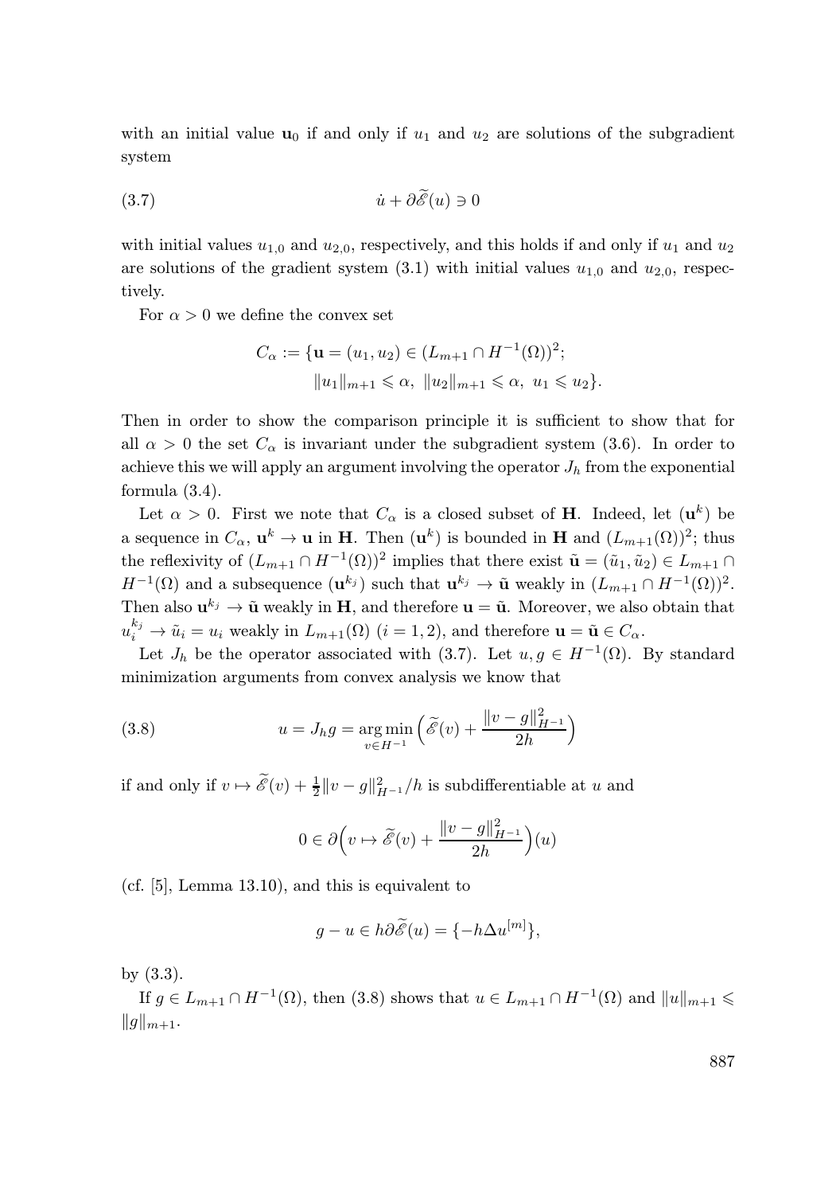with an initial value $\mathbf{u}_0$ if and only if $u_1$ and $u_2$ are solutions of the subgradient system

$$\dot{u} + \partial\widetilde{\mathscr{E}}(u) \ni 0 \tag{3.7}$$

with initial values $u_{1,0}$ and $u_{2,0}$, respectively, and this holds if and only if $u_1$ and $u_2$ are solutions of the gradient system (3.1) with initial values $u_{1,0}$ and $u_{2,0}$, respectively.

For $\alpha > 0$ we define the convex set

$$C_\alpha := \{\mathbf{u} = (u_1, u_2) \in (L_{m+1} \cap H^{-1}(\Omega))^2;$$
$$\|u_1\|_{m+1} \leqslant \alpha,\ \|u_2\|_{m+1} \leqslant \alpha,\ u_1 \leqslant u_2\}.$$

Then in order to show the comparison principle it is sufficient to show that for all $\alpha > 0$ the set $C_\alpha$ is invariant under the subgradient system (3.6). In order to achieve this we will apply an argument involving the operator $J_h$ from the exponential formula (3.4).

Let $\alpha > 0$. First we note that $C_\alpha$ is a closed subset of $\mathbf{H}$. Indeed, let $(\mathbf{u}^k)$ be a sequence in $C_\alpha$, $\mathbf{u}^k \to \mathbf{u}$ in $\mathbf{H}$. Then $(\mathbf{u}^k)$ is bounded in $\mathbf{H}$ and $(L_{m+1}(\Omega))^2$; thus the reflexivity of $(L_{m+1} \cap H^{-1}(\Omega))^2$ implies that there exist $\tilde{\mathbf{u}} = (\tilde{u}_1, \tilde{u}_2) \in L_{m+1} \cap H^{-1}(\Omega)$ and a subsequence $(\mathbf{u}^{k_j})$ such that $\mathbf{u}^{k_j} \to \tilde{\mathbf{u}}$ weakly in $(L_{m+1} \cap H^{-1}(\Omega))^2$. Then also $\mathbf{u}^{k_j} \to \tilde{\mathbf{u}}$ weakly in $\mathbf{H}$, and therefore $\mathbf{u} = \tilde{\mathbf{u}}$. Moreover, we also obtain that $u_i^{k_j} \to \tilde{u}_i = u_i$ weakly in $L_{m+1}(\Omega)$ $(i = 1, 2)$, and therefore $\mathbf{u} = \tilde{\mathbf{u}} \in C_\alpha$.

Let $J_h$ be the operator associated with (3.7). Let $u, g \in H^{-1}(\Omega)$. By standard minimization arguments from convex analysis we know that

$$u = J_h g = \operatorname*{arg\,min}_{v \in H^{-1}} \Big(\widetilde{\mathscr{E}}(v) + \frac{\|v - g\|_{H^{-1}}^2}{2h}\Big) \tag{3.8}$$

if and only if $v \mapsto \widetilde{\mathscr{E}}(v) + \frac{1}{2}\|v - g\|_{H^{-1}}^2/h$ is subdifferentiable at $u$ and

$$0 \in \partial\Big(v \mapsto \widetilde{\mathscr{E}}(v) + \frac{\|v - g\|_{H^{-1}}^2}{2h}\Big)(u)$$

(cf. [5], Lemma 13.10), and this is equivalent to

$$g - u \in h\partial\widetilde{\mathscr{E}}(u) = \{-h\Delta u^{[m]}\},$$

by (3.3).

If $g \in L_{m+1} \cap H^{-1}(\Omega)$, then (3.8) shows that $u \in L_{m+1} \cap H^{-1}(\Omega)$ and $\|u\|_{m+1} \leqslant \|g\|_{m+1}$.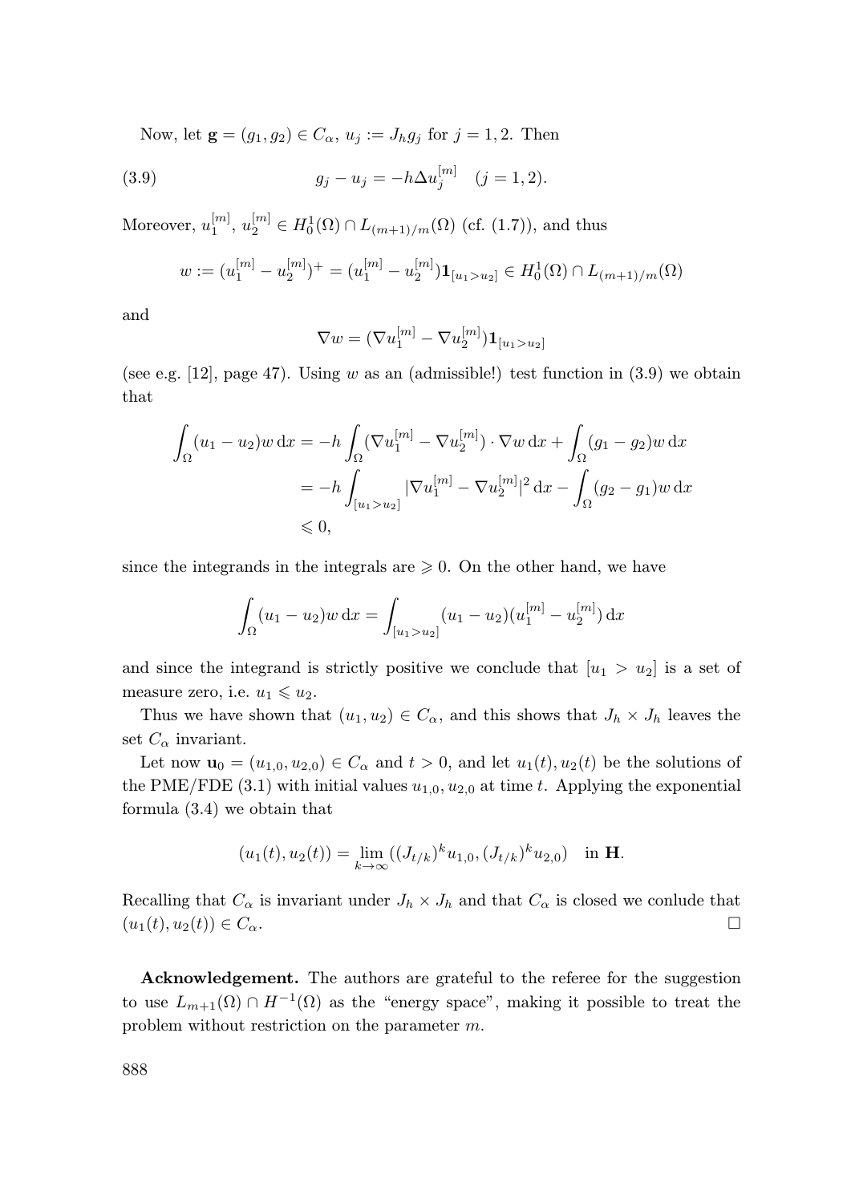Now, let $\mathbf{g} = (g_1, g_2) \in C_\alpha$, $u_j := J_h g_j$ for $j = 1, 2$. Then

$$g_j - u_j = -h\Delta u_j^{[m]} \quad (j = 1, 2). \tag{3.9}$$

Moreover, $u_1^{[m]}$, $u_2^{[m]} \in H_0^1(\Omega) \cap L_{(m+1)/m}(\Omega)$ (cf. (1.7)), and thus

$$w := (u_1^{[m]} - u_2^{[m]})^+ = (u_1^{[m]} - u_2^{[m]})\mathbf{1}_{[u_1 > u_2]} \in H_0^1(\Omega) \cap L_{(m+1)/m}(\Omega)$$

and

$$\nabla w = (\nabla u_1^{[m]} - \nabla u_2^{[m]})\mathbf{1}_{[u_1 > u_2]}$$

(see e.g. [12], page 47). Using $w$ as an (admissible!) test function in (3.9) we obtain that

$$\begin{aligned}
\int_\Omega (u_1 - u_2) w \, \mathrm{d}x &= -h \int_\Omega (\nabla u_1^{[m]} - \nabla u_2^{[m]}) \cdot \nabla w \, \mathrm{d}x + \int_\Omega (g_1 - g_2) w \, \mathrm{d}x \\
&= -h \int_{[u_1 > u_2]} |\nabla u_1^{[m]} - \nabla u_2^{[m]}|^2 \, \mathrm{d}x - \int_\Omega (g_2 - g_1) w \, \mathrm{d}x \\
&\leqslant 0,
\end{aligned}$$

since the integrands in the integrals are $\geqslant 0$. On the other hand, we have

$$\int_\Omega (u_1 - u_2) w \, \mathrm{d}x = \int_{[u_1 > u_2]} (u_1 - u_2)(u_1^{[m]} - u_2^{[m]}) \, \mathrm{d}x$$

and since the integrand is strictly positive we conclude that $[u_1 > u_2]$ is a set of measure zero, i.e. $u_1 \leqslant u_2$.

Thus we have shown that $(u_1, u_2) \in C_\alpha$, and this shows that $J_h \times J_h$ leaves the set $C_\alpha$ invariant.

Let now $\mathbf{u}_0 = (u_{1,0}, u_{2,0}) \in C_\alpha$ and $t > 0$, and let $u_1(t), u_2(t)$ be the solutions of the PME/FDE (3.1) with initial values $u_{1,0}, u_{2,0}$ at time $t$. Applying the exponential formula (3.4) we obtain that

$$(u_1(t), u_2(t)) = \lim_{k \to \infty} ((J_{t/k})^k u_{1,0}, (J_{t/k})^k u_{2,0}) \quad \text{in } \mathbf{H}.$$

Recalling that $C_\alpha$ is invariant under $J_h \times J_h$ and that $C_\alpha$ is closed we conlude that $(u_1(t), u_2(t)) \in C_\alpha$. □

**Acknowledgement.** The authors are grateful to the referee for the suggestion to use $L_{m+1}(\Omega) \cap H^{-1}(\Omega)$ as the "energy space", making it possible to treat the problem without restriction on the parameter $m$.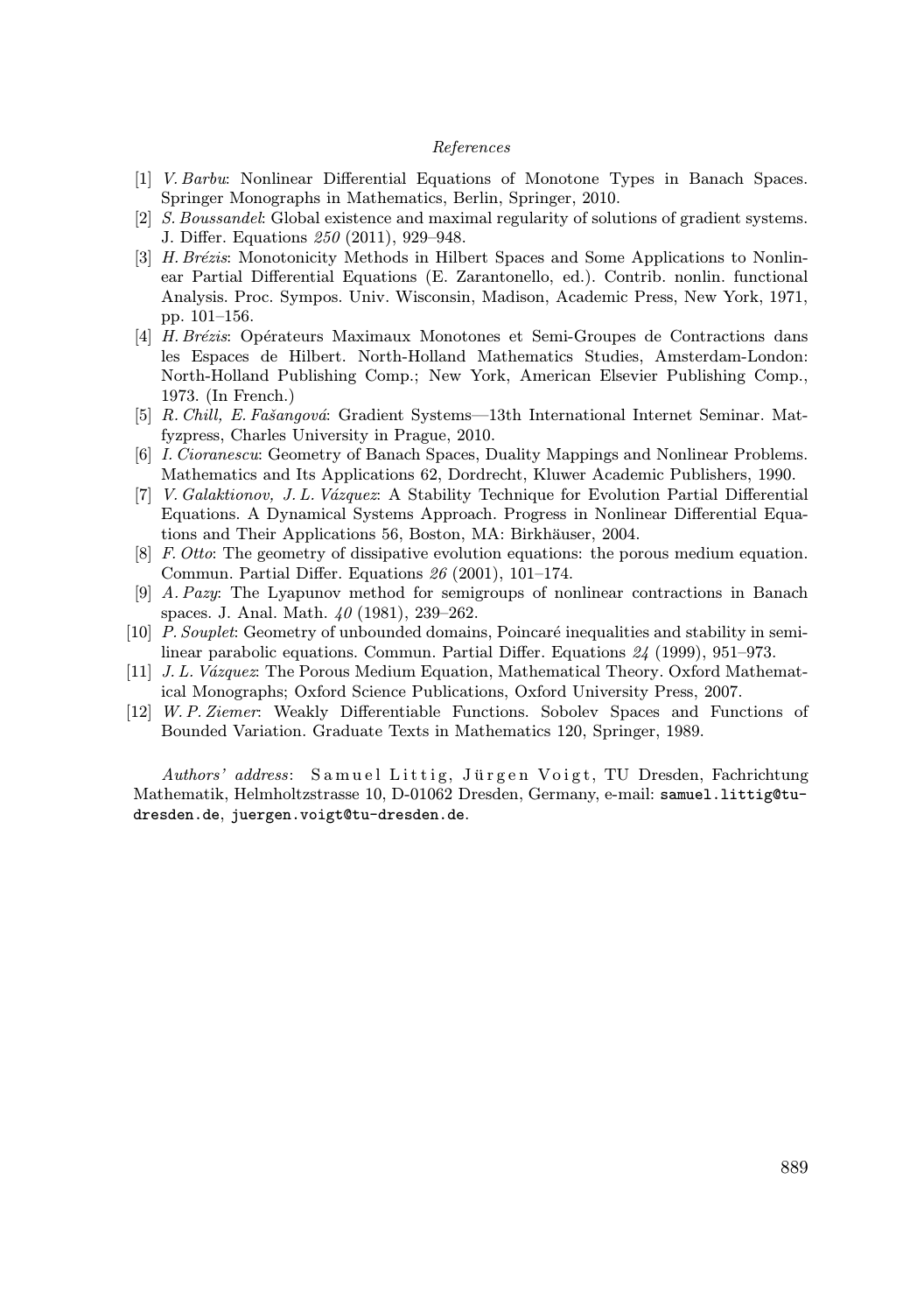*References*

[1] *V. Barbu*: Nonlinear Differential Equations of Monotone Types in Banach Spaces. Springer Monographs in Mathematics, Berlin, Springer, 2010.

[2] *S. Boussandel*: Global existence and maximal regularity of solutions of gradient systems. J. Differ. Equations *250* (2011), 929–948.

[3] *H. Brézis*: Monotonicity Methods in Hilbert Spaces and Some Applications to Nonlinear Partial Differential Equations (E. Zarantonello, ed.). Contrib. nonlin. functional Analysis. Proc. Sympos. Univ. Wisconsin, Madison, Academic Press, New York, 1971, pp. 101–156.

[4] *H. Brézis*: Opérateurs Maximaux Monotones et Semi-Groupes de Contractions dans les Espaces de Hilbert. North-Holland Mathematics Studies, Amsterdam-London: North-Holland Publishing Comp.; New York, American Elsevier Publishing Comp., 1973. (In French.)

[5] *R. Chill, E. Fašangová*: Gradient Systems—13th International Internet Seminar. Matfyzpress, Charles University in Prague, 2010.

[6] *I. Cioranescu*: Geometry of Banach Spaces, Duality Mappings and Nonlinear Problems. Mathematics and Its Applications 62, Dordrecht, Kluwer Academic Publishers, 1990.

[7] *V. Galaktionov, J. L. Vázquez*: A Stability Technique for Evolution Partial Differential Equations. A Dynamical Systems Approach. Progress in Nonlinear Differential Equations and Their Applications 56, Boston, MA: Birkhäuser, 2004.

[8] *F. Otto*: The geometry of dissipative evolution equations: the porous medium equation. Commun. Partial Differ. Equations *26* (2001), 101–174.

[9] *A. Pazy*: The Lyapunov method for semigroups of nonlinear contractions in Banach spaces. J. Anal. Math. *40* (1981), 239–262.

[10] *P. Souplet*: Geometry of unbounded domains, Poincaré inequalities and stability in semilinear parabolic equations. Commun. Partial Differ. Equations *24* (1999), 951–973.

[11] *J. L. Vázquez*: The Porous Medium Equation, Mathematical Theory. Oxford Mathematical Monographs; Oxford Science Publications, Oxford University Press, 2007.

[12] *W. P. Ziemer*: Weakly Differentiable Functions. Sobolev Spaces and Functions of Bounded Variation. Graduate Texts in Mathematics 120, Springer, 1989.

*Authors' address*: Samuel Littig, Jürgen Voigt, TU Dresden, Fachrichtung Mathematik, Helmholtzstrasse 10, D-01062 Dresden, Germany, e-mail: `samuel.littig@tu-dresden.de`, `juergen.voigt@tu-dresden.de`.